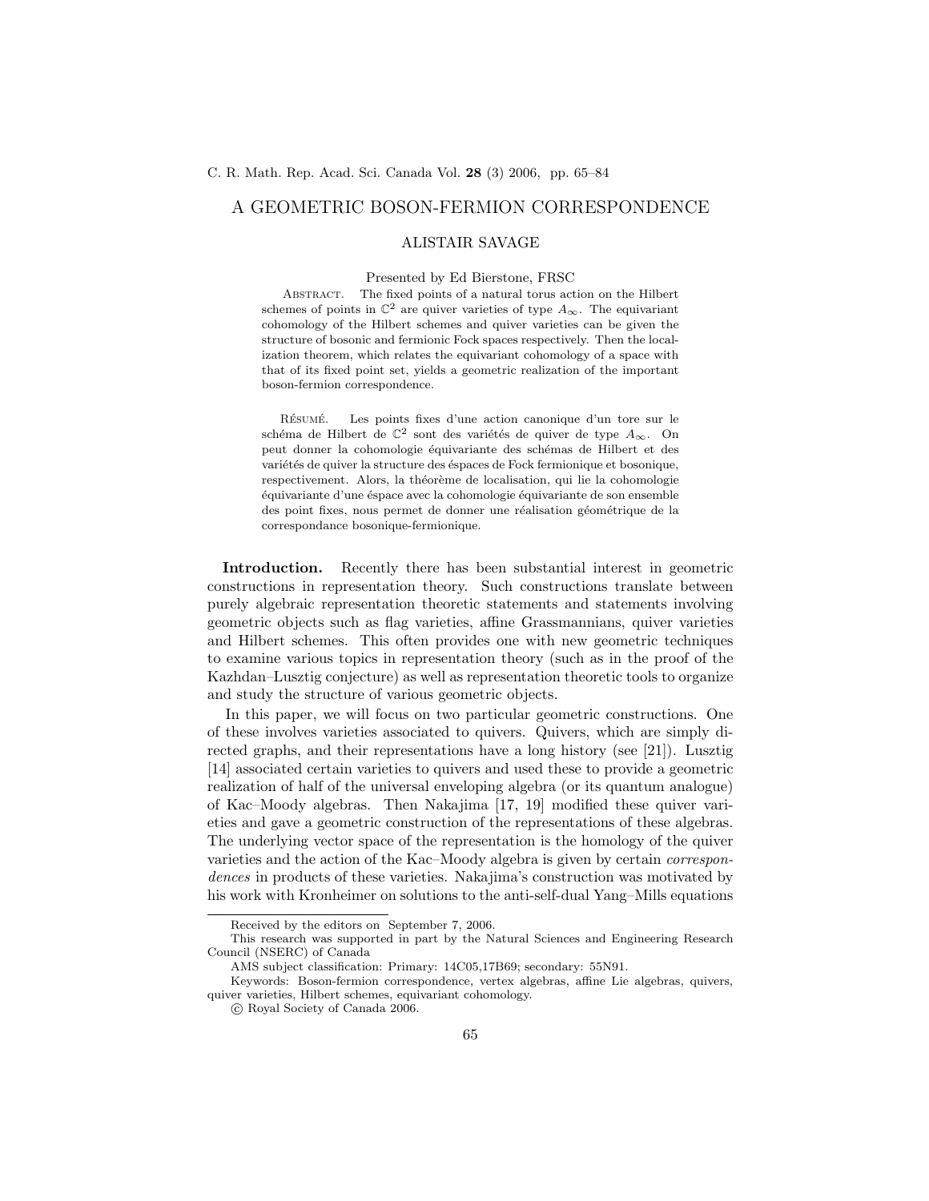# A GEOMETRIC BOSON-FERMION CORRESPONDENCE

## ALISTAIR SAVAGE

Presented by Ed Bierstone, FRSC

Abstract. The fixed points of a natural torus action on the Hilbert schemes of points in $\mathbb{C}^2$ are quiver varieties of type $A_\infty$. The equivariant cohomology of the Hilbert schemes and quiver varieties can be given the structure of bosonic and fermionic Fock spaces respectively. Then the localization theorem, which relates the equivariant cohomology of a space with that of its fixed point set, yields a geometric realization of the important boson-fermion correspondence.

Résumé. Les points fixes d'une action canonique d'un tore sur le schéma de Hilbert de $\mathbb{C}^2$ sont des variétés de quiver de type $A_\infty$. On peut donner la cohomologie équivariante des schémas de Hilbert et des variétés de quiver la structure des éspaces de Fock fermionique et bosonique, respectivement. Alors, la théorème de localisation, qui lie la cohomologie équivariante d'une éspace avec la cohomologie équivariante de son ensemble des point fixes, nous permet de donner une réalisation géométrique de la correspondance bosonique-fermionique.

**Introduction.** Recently there has been substantial interest in geometric constructions in representation theory. Such constructions translate between purely algebraic representation theoretic statements and statements involving geometric objects such as flag varieties, affine Grassmannians, quiver varieties and Hilbert schemes. This often provides one with new geometric techniques to examine various topics in representation theory (such as in the proof of the Kazhdan–Lusztig conjecture) as well as representation theoretic tools to organize and study the structure of various geometric objects.

In this paper, we will focus on two particular geometric constructions. One of these involves varieties associated to quivers. Quivers, which are simply directed graphs, and their representations have a long history (see [21]). Lusztig [14] associated certain varieties to quivers and used these to provide a geometric realization of half of the universal enveloping algebra (or its quantum analogue) of Kac–Moody algebras. Then Nakajima [17, 19] modified these quiver varieties and gave a geometric construction of the representations of these algebras. The underlying vector space of the representation is the homology of the quiver varieties and the action of the Kac–Moody algebra is given by certain *correspondences* in products of these varieties. Nakajima's construction was motivated by his work with Kronheimer on solutions to the anti-self-dual Yang–Mills equations

Received by the editors on September 7, 2006.

This research was supported in part by the Natural Sciences and Engineering Research Council (NSERC) of Canada

AMS subject classification: Primary: 14C05,17B69; secondary: 55N91.

Keywords: Boson-fermion correspondence, vertex algebras, affine Lie algebras, quivers, quiver varieties, Hilbert schemes, equivariant cohomology.

© Royal Society of Canada 2006.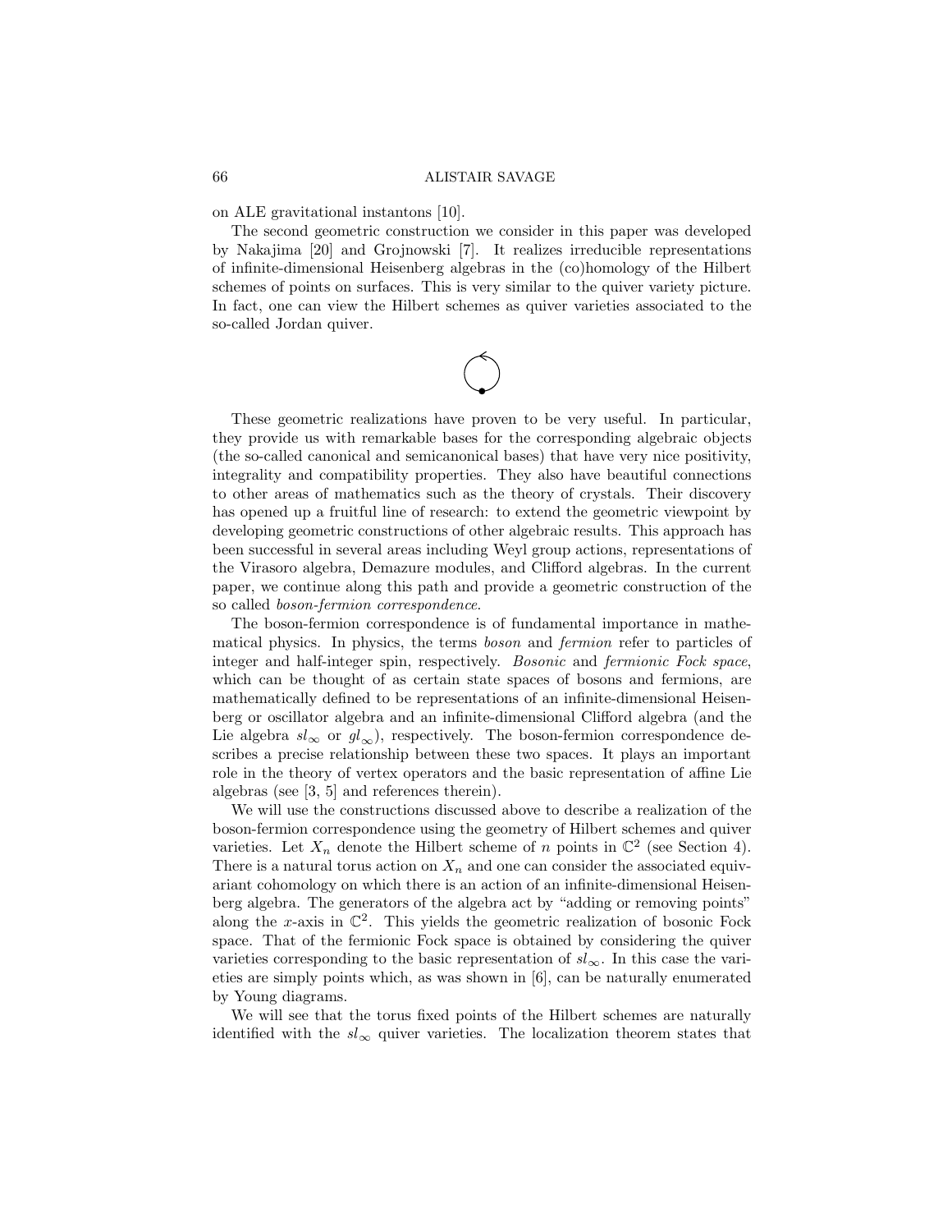on ALE gravitational instantons [10].

The second geometric construction we consider in this paper was developed by Nakajima [20] and Grojnowski [7]. It realizes irreducible representations of infinite-dimensional Heisenberg algebras in the (co)homology of the Hilbert schemes of points on surfaces. This is very similar to the quiver variety picture. In fact, one can view the Hilbert schemes as quiver varieties associated to the so-called Jordan quiver.

These geometric realizations have proven to be very useful. In particular, they provide us with remarkable bases for the corresponding algebraic objects (the so-called canonical and semicanonical bases) that have very nice positivity, integrality and compatibility properties. They also have beautiful connections to other areas of mathematics such as the theory of crystals. Their discovery has opened up a fruitful line of research: to extend the geometric viewpoint by developing geometric constructions of other algebraic results. This approach has been successful in several areas including Weyl group actions, representations of the Virasoro algebra, Demazure modules, and Clifford algebras. In the current paper, we continue along this path and provide a geometric construction of the so called *boson-fermion correspondence*.

The boson-fermion correspondence is of fundamental importance in mathematical physics. In physics, the terms *boson* and *fermion* refer to particles of integer and half-integer spin, respectively. *Bosonic* and *fermionic Fock space*, which can be thought of as certain state spaces of bosons and fermions, are mathematically defined to be representations of an infinite-dimensional Heisenberg or oscillator algebra and an infinite-dimensional Clifford algebra (and the Lie algebra $sl_\infty$ or $gl_\infty$), respectively. The boson-fermion correspondence describes a precise relationship between these two spaces. It plays an important role in the theory of vertex operators and the basic representation of affine Lie algebras (see [3, 5] and references therein).

We will use the constructions discussed above to describe a realization of the boson-fermion correspondence using the geometry of Hilbert schemes and quiver varieties. Let $X_n$ denote the Hilbert scheme of $n$ points in $\mathbb{C}^2$ (see Section 4). There is a natural torus action on $X_n$ and one can consider the associated equivariant cohomology on which there is an action of an infinite-dimensional Heisenberg algebra. The generators of the algebra act by "adding or removing points" along the $x$-axis in $\mathbb{C}^2$. This yields the geometric realization of bosonic Fock space. That of the fermionic Fock space is obtained by considering the quiver varieties corresponding to the basic representation of $sl_\infty$. In this case the varieties are simply points which, as was shown in [6], can be naturally enumerated by Young diagrams.

We will see that the torus fixed points of the Hilbert schemes are naturally identified with the $sl_\infty$ quiver varieties. The localization theorem states that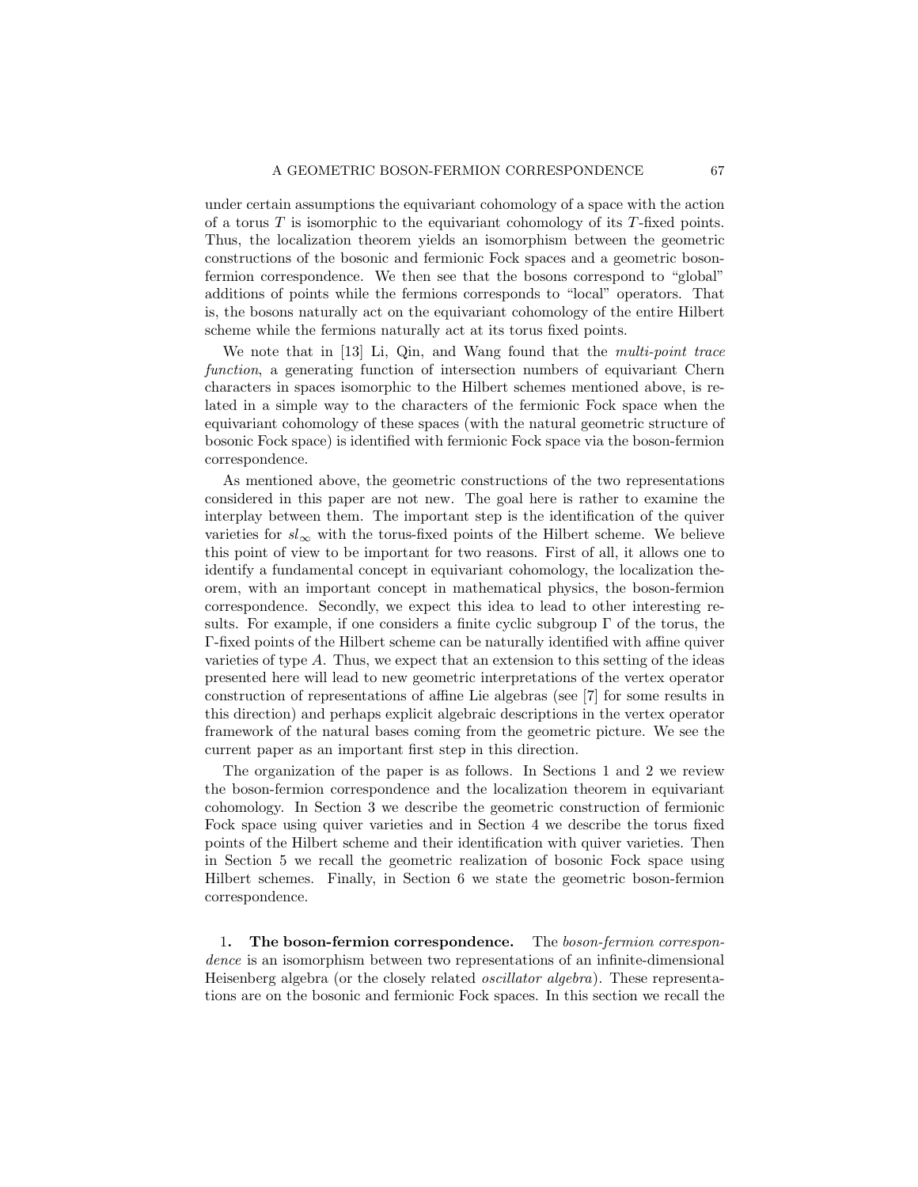under certain assumptions the equivariant cohomology of a space with the action of a torus $T$ is isomorphic to the equivariant cohomology of its $T$-fixed points. Thus, the localization theorem yields an isomorphism between the geometric constructions of the bosonic and fermionic Fock spaces and a geometric boson-fermion correspondence. We then see that the bosons correspond to "global" additions of points while the fermions corresponds to "local" operators. That is, the bosons naturally act on the equivariant cohomology of the entire Hilbert scheme while the fermions naturally act at its torus fixed points.

We note that in [13] Li, Qin, and Wang found that the *multi-point trace function*, a generating function of intersection numbers of equivariant Chern characters in spaces isomorphic to the Hilbert schemes mentioned above, is related in a simple way to the characters of the fermionic Fock space when the equivariant cohomology of these spaces (with the natural geometric structure of bosonic Fock space) is identified with fermionic Fock space via the boson-fermion correspondence.

As mentioned above, the geometric constructions of the two representations considered in this paper are not new. The goal here is rather to examine the interplay between them. The important step is the identification of the quiver varieties for $sl_\infty$ with the torus-fixed points of the Hilbert scheme. We believe this point of view to be important for two reasons. First of all, it allows one to identify a fundamental concept in equivariant cohomology, the localization theorem, with an important concept in mathematical physics, the boson-fermion correspondence. Secondly, we expect this idea to lead to other interesting results. For example, if one considers a finite cyclic subgroup $\Gamma$ of the torus, the $\Gamma$-fixed points of the Hilbert scheme can be naturally identified with affine quiver varieties of type $A$. Thus, we expect that an extension to this setting of the ideas presented here will lead to new geometric interpretations of the vertex operator construction of representations of affine Lie algebras (see [7] for some results in this direction) and perhaps explicit algebraic descriptions in the vertex operator framework of the natural bases coming from the geometric picture. We see the current paper as an important first step in this direction.

The organization of the paper is as follows. In Sections 1 and 2 we review the boson-fermion correspondence and the localization theorem in equivariant cohomology. In Section 3 we describe the geometric construction of fermionic Fock space using quiver varieties and in Section 4 we describe the torus fixed points of the Hilbert scheme and their identification with quiver varieties. Then in Section 5 we recall the geometric realization of bosonic Fock space using Hilbert schemes. Finally, in Section 6 we state the geometric boson-fermion correspondence.

## 1. The boson-fermion correspondence.

The *boson-fermion correspondence* is an isomorphism between two representations of an infinite-dimensional Heisenberg algebra (or the closely related *oscillator algebra*). These representations are on the bosonic and fermionic Fock spaces. In this section we recall the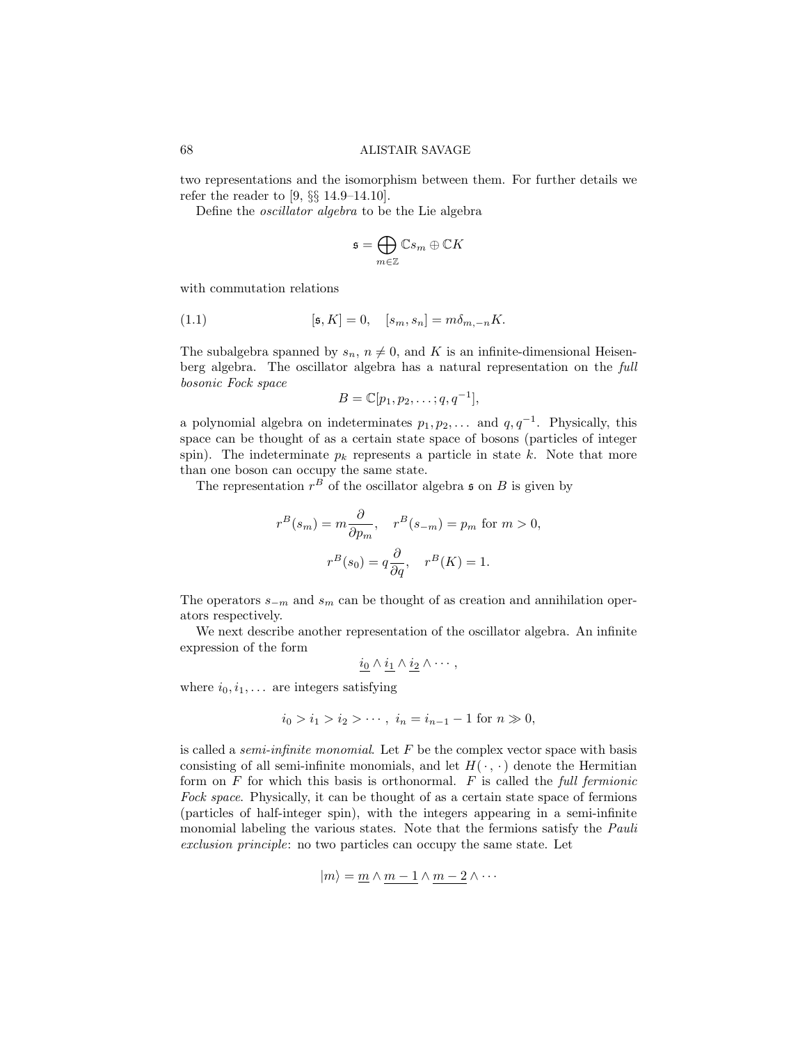two representations and the isomorphism between them. For further details we refer the reader to [9, §§ 14.9–14.10].

Define the *oscillator algebra* to be the Lie algebra

$$\mathfrak{s} = \bigoplus_{m \in \mathbb{Z}} \mathbb{C} s_m \oplus \mathbb{C} K$$

with commutation relations

$$[\mathfrak{s}, K] = 0, \quad [s_m, s_n] = m \delta_{m,-n} K. \tag{1.1}$$

The subalgebra spanned by $s_n$, $n \neq 0$, and $K$ is an infinite-dimensional Heisenberg algebra. The oscillator algebra has a natural representation on the *full bosonic Fock space*

$$B = \mathbb{C}[p_1, p_2, \dots; q, q^{-1}],$$

a polynomial algebra on indeterminates $p_1, p_2, \dots$ and $q, q^{-1}$. Physically, this space can be thought of as a certain state space of bosons (particles of integer spin). The indeterminate $p_k$ represents a particle in state $k$. Note that more than one boson can occupy the same state.

The representation $r^B$ of the oscillator algebra $\mathfrak{s}$ on $B$ is given by

$$r^B(s_m) = m \frac{\partial}{\partial p_m}, \quad r^B(s_{-m}) = p_m \text{ for } m > 0,$$

$$r^B(s_0) = q \frac{\partial}{\partial q}, \quad r^B(K) = 1.$$

The operators $s_{-m}$ and $s_m$ can be thought of as creation and annihilation operators respectively.

We next describe another representation of the oscillator algebra. An infinite expression of the form

$$\underline{i_0} \wedge \underline{i_1} \wedge \underline{i_2} \wedge \cdots,$$

where $i_0, i_1, \dots$ are integers satisfying

$$i_0 > i_1 > i_2 > \cdots, \; i_n = i_{n-1} - 1 \text{ for } n \gg 0,$$

is called a *semi-infinite monomial*. Let $F$ be the complex vector space with basis consisting of all semi-infinite monomials, and let $H(\cdot, \cdot)$ denote the Hermitian form on $F$ for which this basis is orthonormal. $F$ is called the *full fermionic Fock space*. Physically, it can be thought of as a certain state space of fermions (particles of half-integer spin), with the integers appearing in a semi-infinite monomial labeling the various states. Note that the fermions satisfy the *Pauli exclusion principle*: no two particles can occupy the same state. Let

$$|m\rangle = \underline{m} \wedge \underline{m-1} \wedge \underline{m-2} \wedge \cdots$$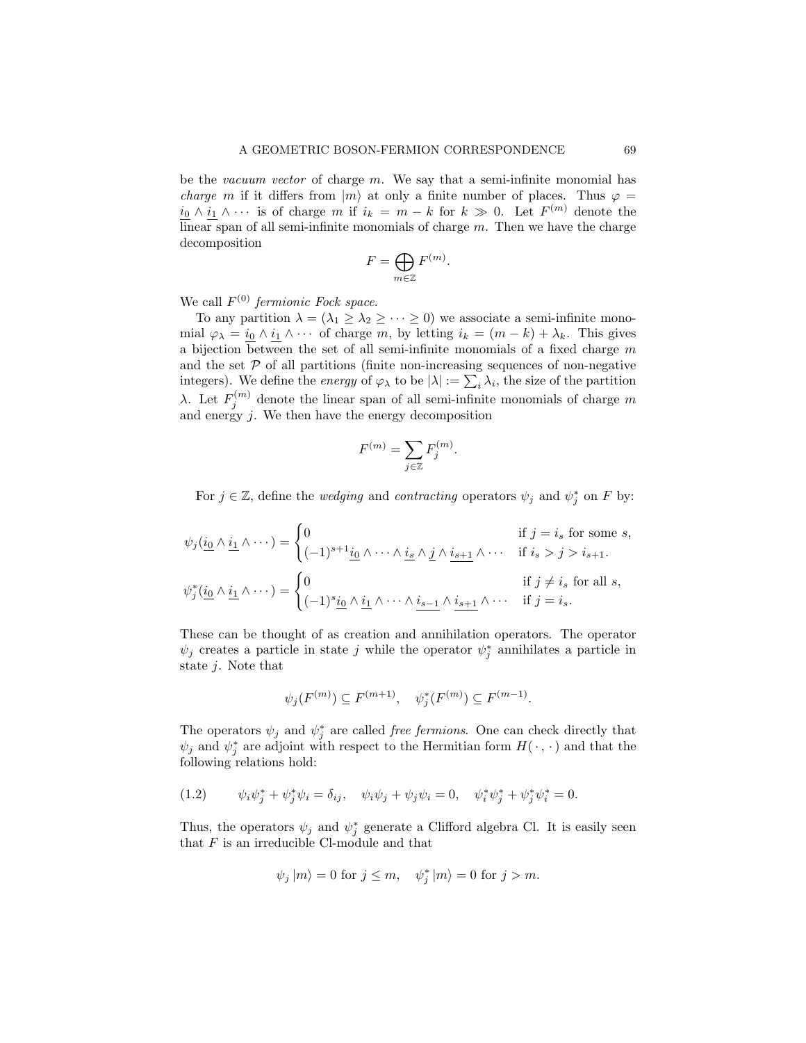be the *vacuum vector* of charge $m$. We say that a semi-infinite monomial has *charge* $m$ if it differs from $|m\rangle$ at only a finite number of places. Thus $\varphi = \underline{i_0} \wedge \underline{i_1} \wedge \cdots$ is of charge $m$ if $i_k = m - k$ for $k \gg 0$. Let $F^{(m)}$ denote the linear span of all semi-infinite monomials of charge $m$. Then we have the charge decomposition

$$F = \bigoplus_{m \in \mathbb{Z}} F^{(m)}.$$

We call $F^{(0)}$ *fermionic Fock space*.

To any partition $\lambda = (\lambda_1 \geq \lambda_2 \geq \cdots \geq 0)$ we associate a semi-infinite monomial $\varphi_\lambda = \underline{i_0} \wedge \underline{i_1} \wedge \cdots$ of charge $m$, by letting $i_k = (m - k) + \lambda_k$. This gives a bijection between the set of all semi-infinite monomials of a fixed charge $m$ and the set $\mathcal{P}$ of all partitions (finite non-increasing sequences of non-negative integers). We define the *energy* of $\varphi_\lambda$ to be $|\lambda| := \sum_i \lambda_i$, the size of the partition $\lambda$. Let $F_j^{(m)}$ denote the linear span of all semi-infinite monomials of charge $m$ and energy $j$. We then have the energy decomposition

$$F^{(m)} = \sum_{j \in \mathbb{Z}} F_j^{(m)}.$$

For $j \in \mathbb{Z}$, define the *wedging* and *contracting* operators $\psi_j$ and $\psi_j^*$ on $F$ by:

$$\psi_j(\underline{i_0} \wedge \underline{i_1} \wedge \cdots) = \begin{cases} 0 & \text{if } j = i_s \text{ for some } s, \\ (-1)^{s+1} \underline{i_0} \wedge \cdots \wedge \underline{i_s} \wedge \underline{j} \wedge \underline{i_{s+1}} \wedge \cdots & \text{if } i_s > j > i_{s+1}. \end{cases}$$

$$\psi_j^*(\underline{i_0} \wedge \underline{i_1} \wedge \cdots) = \begin{cases} 0 & \text{if } j \neq i_s \text{ for all } s, \\ (-1)^s \underline{i_0} \wedge \underline{i_1} \wedge \cdots \wedge \underline{i_{s-1}} \wedge \underline{i_{s+1}} \wedge \cdots & \text{if } j = i_s. \end{cases}$$

These can be thought of as creation and annihilation operators. The operator $\psi_j$ creates a particle in state $j$ while the operator $\psi_j^*$ annihilates a particle in state $j$. Note that

$$\psi_j(F^{(m)}) \subseteq F^{(m+1)}, \quad \psi_j^*(F^{(m)}) \subseteq F^{(m-1)}.$$

The operators $\psi_j$ and $\psi_j^*$ are called *free fermions*. One can check directly that $\psi_j$ and $\psi_j^*$ are adjoint with respect to the Hermitian form $H(\,\cdot\,,\cdot\,)$ and that the following relations hold:

$$\psi_i \psi_j^* + \psi_j^* \psi_i = \delta_{ij}, \quad \psi_i \psi_j + \psi_j \psi_i = 0, \quad \psi_i^* \psi_j^* + \psi_j^* \psi_i^* = 0. \tag{1.2}$$

Thus, the operators $\psi_j$ and $\psi_j^*$ generate a Clifford algebra Cl. It is easily seen that $F$ is an irreducible Cl-module and that

$$\psi_j \,|m\rangle = 0 \text{ for } j \leq m, \quad \psi_j^* \,|m\rangle = 0 \text{ for } j > m.$$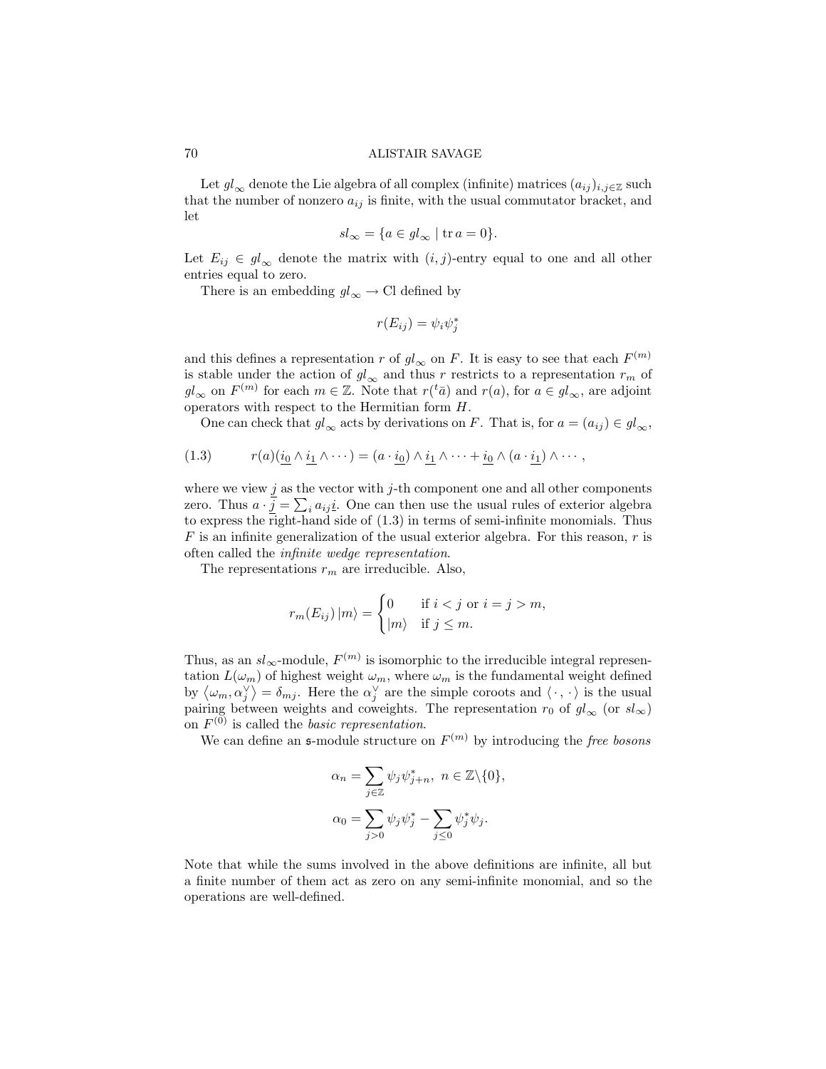Let $gl_\infty$ denote the Lie algebra of all complex (infinite) matrices $(a_{ij})_{i,j\in\mathbb{Z}}$ such that the number of nonzero $a_{ij}$ is finite, with the usual commutator bracket, and let

$$sl_\infty = \{a \in gl_\infty \mid \operatorname{tr} a = 0\}.$$

Let $E_{ij} \in gl_\infty$ denote the matrix with $(i,j)$-entry equal to one and all other entries equal to zero.

There is an embedding $gl_\infty \to \mathrm{Cl}$ defined by

$$r(E_{ij}) = \psi_i \psi_j^*$$

and this defines a representation $r$ of $gl_\infty$ on $F$. It is easy to see that each $F^{(m)}$ is stable under the action of $gl_\infty$ and thus $r$ restricts to a representation $r_m$ of $gl_\infty$ on $F^{(m)}$ for each $m \in \mathbb{Z}$. Note that $r({}^t\bar{a})$ and $r(a)$, for $a \in gl_\infty$, are adjoint operators with respect to the Hermitian form $H$.

One can check that $gl_\infty$ acts by derivations on $F$. That is, for $a = (a_{ij}) \in gl_\infty$,

$$r(a)(\underline{i_0} \wedge \underline{i_1} \wedge \cdots) = (a \cdot \underline{i_0}) \wedge \underline{i_1} \wedge \cdots + \underline{i_0} \wedge (a \cdot \underline{i_1}) \wedge \cdots, \tag{1.3}$$

where we view $\underline{j}$ as the vector with $j$-th component one and all other components zero. Thus $a \cdot \underline{j} = \sum_i a_{ij} \underline{i}$. One can then use the usual rules of exterior algebra to express the right-hand side of (1.3) in terms of semi-infinite monomials. Thus $F$ is an infinite generalization of the usual exterior algebra. For this reason, $r$ is often called the *infinite wedge representation*.

The representations $r_m$ are irreducible. Also,

$$r_m(E_{ij})\,|m\rangle = \begin{cases} 0 & \text{if } i < j \text{ or } i = j > m, \\ |m\rangle & \text{if } j \le m. \end{cases}$$

Thus, as an $sl_\infty$-module, $F^{(m)}$ is isomorphic to the irreducible integral representation $L(\omega_m)$ of highest weight $\omega_m$, where $\omega_m$ is the fundamental weight defined by $\langle \omega_m, \alpha_j^\vee \rangle = \delta_{mj}$. Here the $\alpha_j^\vee$ are the simple coroots and $\langle \cdot, \cdot \rangle$ is the usual pairing between weights and coweights. The representation $r_0$ of $gl_\infty$ (or $sl_\infty$) on $F^{(0)}$ is called the *basic representation*.

We can define an $\mathfrak{s}$-module structure on $F^{(m)}$ by introducing the *free bosons*

$$\alpha_n = \sum_{j\in\mathbb{Z}} \psi_j \psi_{j+n}^*, \ n \in \mathbb{Z}\backslash\{0\},$$

$$\alpha_0 = \sum_{j>0} \psi_j \psi_j^* - \sum_{j\le 0} \psi_j^* \psi_j.$$

Note that while the sums involved in the above definitions are infinite, all but a finite number of them act as zero on any semi-infinite monomial, and so the operations are well-defined.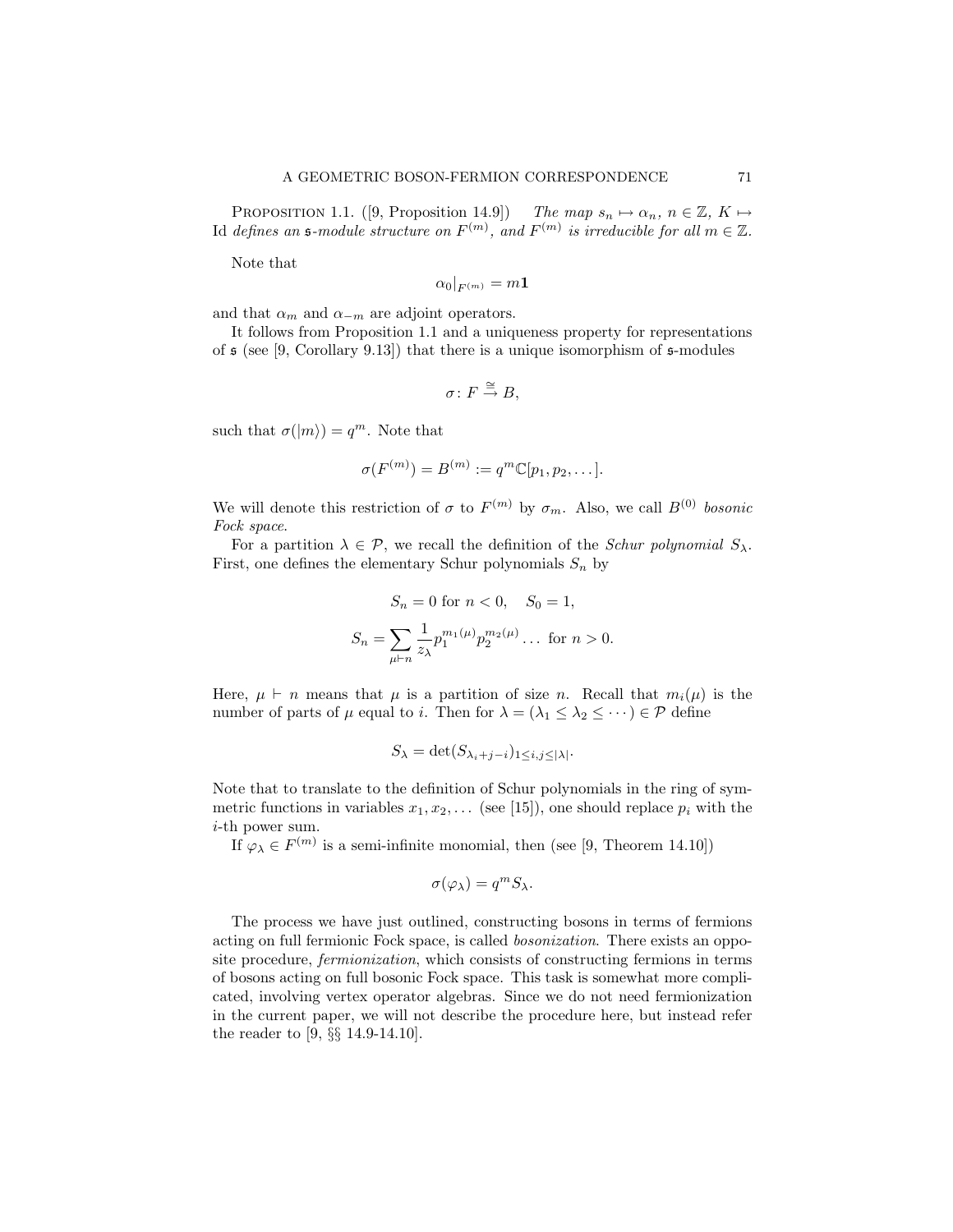Proposition 1.1. ([9, Proposition 14.9]) *The map* $s_n \mapsto \alpha_n$, $n \in \mathbb{Z}$, $K \mapsto \mathrm{Id}$ *defines an* $\mathfrak{s}$*-module structure on* $F^{(m)}$*, and* $F^{(m)}$ *is irreducible for all* $m \in \mathbb{Z}$.

Note that

$$\alpha_0|_{F^{(m)}} = m\mathbf{1}$$

and that $\alpha_m$ and $\alpha_{-m}$ are adjoint operators.

It follows from Proposition 1.1 and a uniqueness property for representations of $\mathfrak{s}$ (see [9, Corollary 9.13]) that there is a unique isomorphism of $\mathfrak{s}$-modules

$$\sigma \colon F \xrightarrow{\cong} B,$$

such that $\sigma(|m\rangle) = q^m$. Note that

$$\sigma(F^{(m)}) = B^{(m)} := q^m \mathbb{C}[p_1, p_2, \dots].$$

We will denote this restriction of $\sigma$ to $F^{(m)}$ by $\sigma_m$. Also, we call $B^{(0)}$ *bosonic Fock space*.

For a partition $\lambda \in \mathcal{P}$, we recall the definition of the *Schur polynomial* $S_\lambda$. First, one defines the elementary Schur polynomials $S_n$ by

$$S_n = 0 \text{ for } n < 0, \quad S_0 = 1,$$

$$S_n = \sum_{\mu \vdash n} \frac{1}{z_\lambda} p_1^{m_1(\mu)} p_2^{m_2(\mu)} \dots \text{ for } n > 0.$$

Here, $\mu \vdash n$ means that $\mu$ is a partition of size $n$. Recall that $m_i(\mu)$ is the number of parts of $\mu$ equal to $i$. Then for $\lambda = (\lambda_1 \le \lambda_2 \le \cdots) \in \mathcal{P}$ define

$$S_\lambda = \det(S_{\lambda_i + j - i})_{1 \le i,j \le |\lambda|}.$$

Note that to translate to the definition of Schur polynomials in the ring of symmetric functions in variables $x_1, x_2, \dots$ (see [15]), one should replace $p_i$ with the $i$-th power sum.

If $\varphi_\lambda \in F^{(m)}$ is a semi-infinite monomial, then (see [9, Theorem 14.10])

$$\sigma(\varphi_\lambda) = q^m S_\lambda.$$

The process we have just outlined, constructing bosons in terms of fermions acting on full fermionic Fock space, is called *bosonization*. There exists an opposite procedure, *fermionization*, which consists of constructing fermions in terms of bosons acting on full bosonic Fock space. This task is somewhat more complicated, involving vertex operator algebras. Since we do not need fermionization in the current paper, we will not describe the procedure here, but instead refer the reader to [9, §§ 14.9-14.10].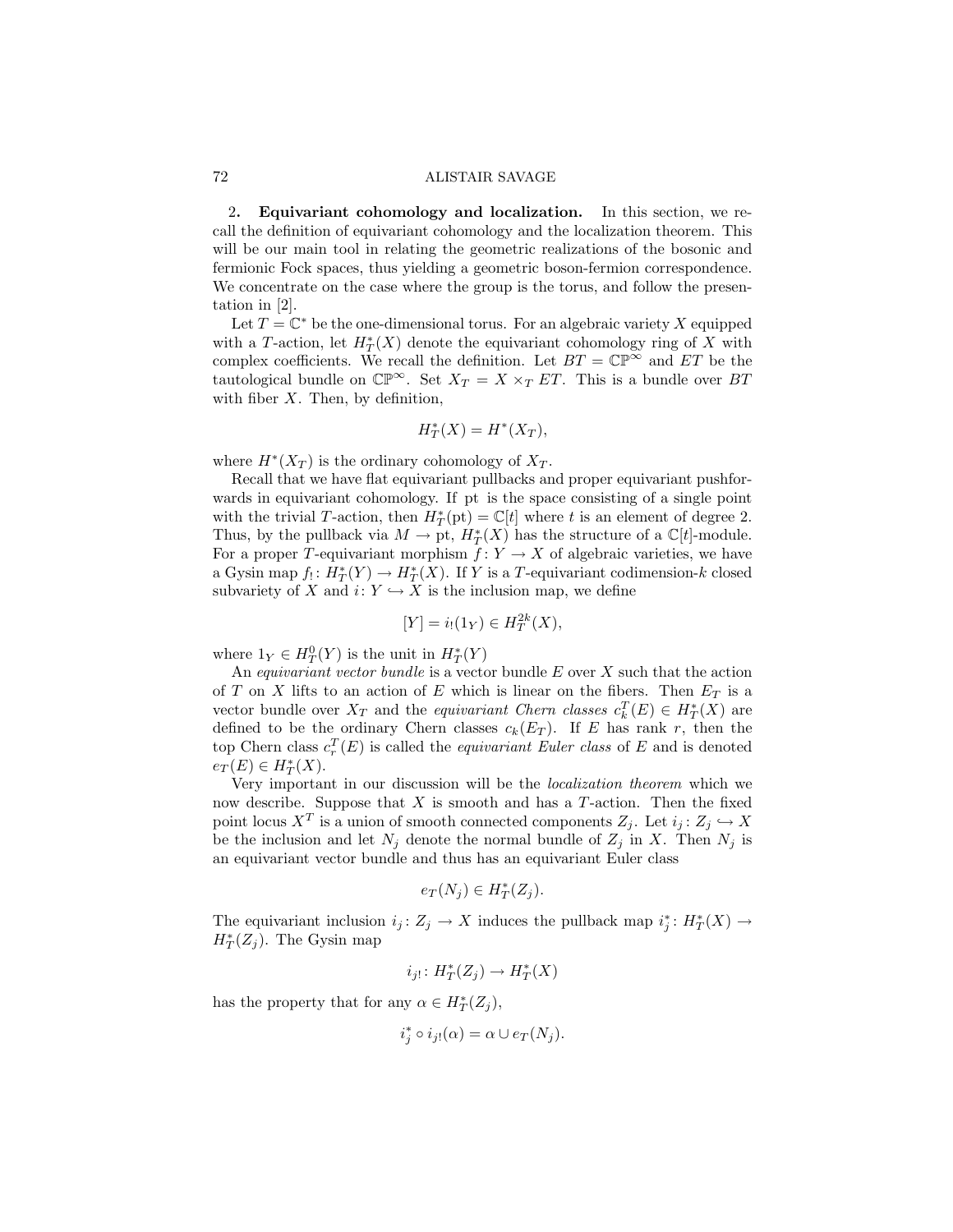**2. Equivariant cohomology and localization.** In this section, we recall the definition of equivariant cohomology and the localization theorem. This will be our main tool in relating the geometric realizations of the bosonic and fermionic Fock spaces, thus yielding a geometric boson-fermion correspondence. We concentrate on the case where the group is the torus, and follow the presentation in [2].

Let $T = \mathbb{C}^*$ be the one-dimensional torus. For an algebraic variety $X$ equipped with a $T$-action, let $H^*_T(X)$ denote the equivariant cohomology ring of $X$ with complex coefficients. We recall the definition. Let $BT = \mathbb{CP}^\infty$ and $ET$ be the tautological bundle on $\mathbb{CP}^\infty$. Set $X_T = X \times_T ET$. This is a bundle over $BT$ with fiber $X$. Then, by definition,

$$H^*_T(X) = H^*(X_T),$$

where $H^*(X_T)$ is the ordinary cohomology of $X_T$.

Recall that we have flat equivariant pullbacks and proper equivariant pushforwards in equivariant cohomology. If pt is the space consisting of a single point with the trivial $T$-action, then $H^*_T(\text{pt}) = \mathbb{C}[t]$ where $t$ is an element of degree 2. Thus, by the pullback via $M \to \text{pt}$, $H^*_T(X)$ has the structure of a $\mathbb{C}[t]$-module. For a proper $T$-equivariant morphism $f \colon Y \to X$ of algebraic varieties, we have a Gysin map $f_! \colon H^*_T(Y) \to H^*_T(X)$. If $Y$ is a $T$-equivariant codimension-$k$ closed subvariety of $X$ and $i \colon Y \hookrightarrow X$ is the inclusion map, we define

$$[Y] = i_!(1_Y) \in H^{2k}_T(X),$$

where $1_Y \in H^0_T(Y)$ is the unit in $H^*_T(Y)$

An *equivariant vector bundle* is a vector bundle $E$ over $X$ such that the action of $T$ on $X$ lifts to an action of $E$ which is linear on the fibers. Then $E_T$ is a vector bundle over $X_T$ and the *equivariant Chern classes* $c^T_k(E) \in H^*_T(X)$ are defined to be the ordinary Chern classes $c_k(E_T)$. If $E$ has rank $r$, then the top Chern class $c^T_r(E)$ is called the *equivariant Euler class* of $E$ and is denoted $e_T(E) \in H^*_T(X)$.

Very important in our discussion will be the *localization theorem* which we now describe. Suppose that $X$ is smooth and has a $T$-action. Then the fixed point locus $X^T$ is a union of smooth connected components $Z_j$. Let $i_j \colon Z_j \hookrightarrow X$ be the inclusion and let $N_j$ denote the normal bundle of $Z_j$ in $X$. Then $N_j$ is an equivariant vector bundle and thus has an equivariant Euler class

$$e_T(N_j) \in H^*_T(Z_j).$$

The equivariant inclusion $i_j \colon Z_j \to X$ induces the pullback map $i_j^* \colon H^*_T(X) \to H^*_T(Z_j)$. The Gysin map

$$i_{j!} \colon H^*_T(Z_j) \to H^*_T(X)$$

has the property that for any $\alpha \in H^*_T(Z_j)$,

$$i_j^* \circ i_{j!}(\alpha) = \alpha \cup e_T(N_j).$$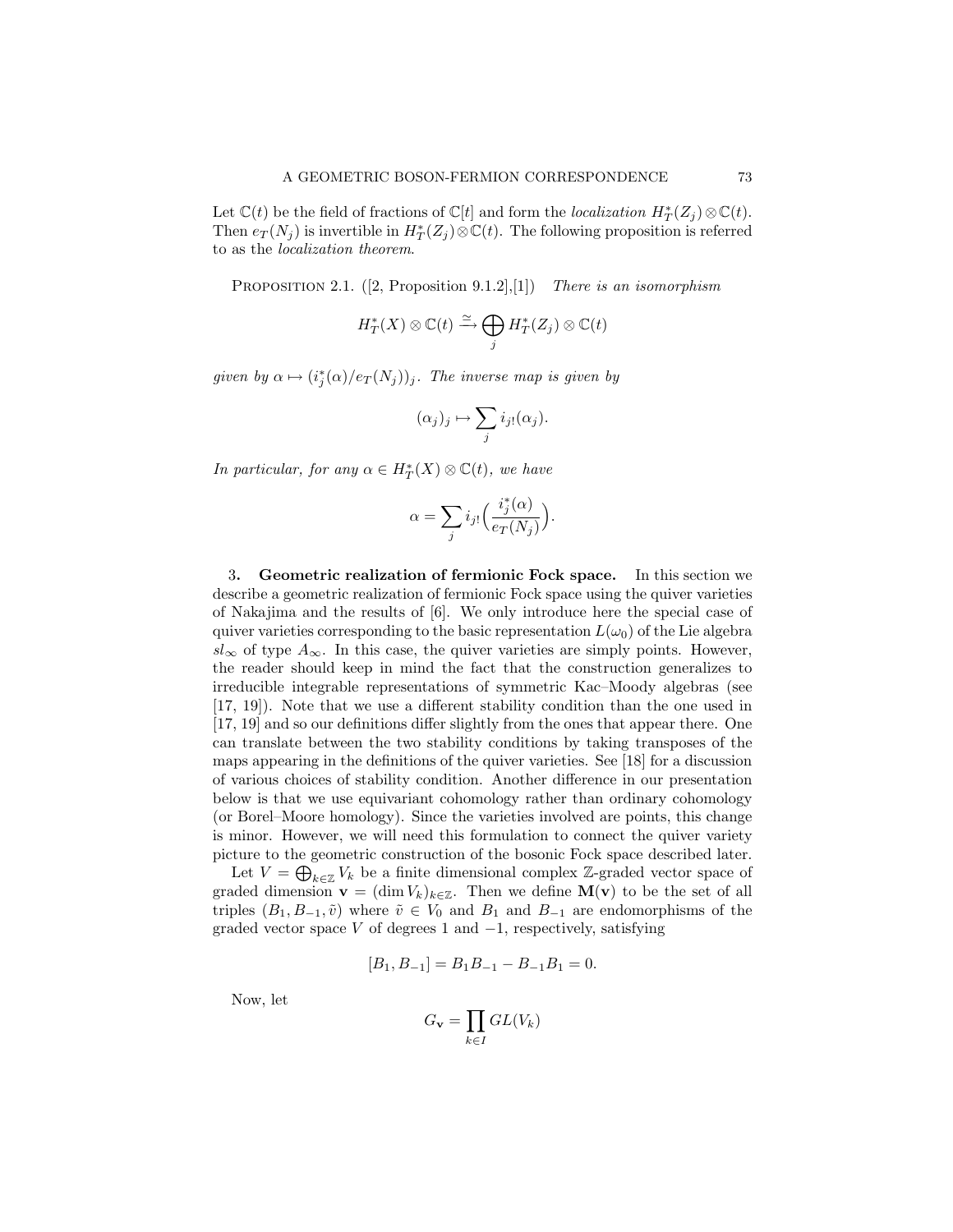Let $\mathbb{C}(t)$ be the field of fractions of $\mathbb{C}[t]$ and form the *localization* $H_T^*(Z_j) \otimes \mathbb{C}(t)$. Then $e_T(N_j)$ is invertible in $H_T^*(Z_j) \otimes \mathbb{C}(t)$. The following proposition is referred to as the *localization theorem*.

Proposition 2.1. ([2, Proposition 9.1.2],[1]) *There is an isomorphism*

$$H_T^*(X) \otimes \mathbb{C}(t) \xrightarrow{\simeq} \bigoplus_j H_T^*(Z_j) \otimes \mathbb{C}(t)$$

*given by* $\alpha \mapsto (i_j^*(\alpha)/e_T(N_j))_j$. *The inverse map is given by*

$$(\alpha_j)_j \mapsto \sum_j i_{j!}(\alpha_j).$$

*In particular, for any* $\alpha \in H_T^*(X) \otimes \mathbb{C}(t)$, *we have*

$$\alpha = \sum_j i_{j!}\Big(\frac{i_j^*(\alpha)}{e_T(N_j)}\Big).$$

## 3. Geometric realization of fermionic Fock space.

In this section we describe a geometric realization of fermionic Fock space using the quiver varieties of Nakajima and the results of [6]. We only introduce here the special case of quiver varieties corresponding to the basic representation $L(\omega_0)$ of the Lie algebra $sl_\infty$ of type $A_\infty$. In this case, the quiver varieties are simply points. However, the reader should keep in mind the fact that the construction generalizes to irreducible integrable representations of symmetric Kac–Moody algebras (see [17, 19]). Note that we use a different stability condition than the one used in [17, 19] and so our definitions differ slightly from the ones that appear there. One can translate between the two stability conditions by taking transposes of the maps appearing in the definitions of the quiver varieties. See [18] for a discussion of various choices of stability condition. Another difference in our presentation below is that we use equivariant cohomology rather than ordinary cohomology (or Borel–Moore homology). Since the varieties involved are points, this change is minor. However, we will need this formulation to connect the quiver variety picture to the geometric construction of the bosonic Fock space described later.

Let $V = \bigoplus_{k \in \mathbb{Z}} V_k$ be a finite dimensional complex $\mathbb{Z}$-graded vector space of graded dimension $\mathbf{v} = (\dim V_k)_{k \in \mathbb{Z}}$. Then we define $\mathbf{M}(\mathbf{v})$ to be the set of all triples $(B_1, B_{-1}, \tilde{v})$ where $\tilde{v} \in V_0$ and $B_1$ and $B_{-1}$ are endomorphisms of the graded vector space $V$ of degrees 1 and $-1$, respectively, satisfying

$$[B_1, B_{-1}] = B_1 B_{-1} - B_{-1} B_1 = 0.$$

Now, let

$$G_{\mathbf{v}} = \prod_{k \in I} GL(V_k)$$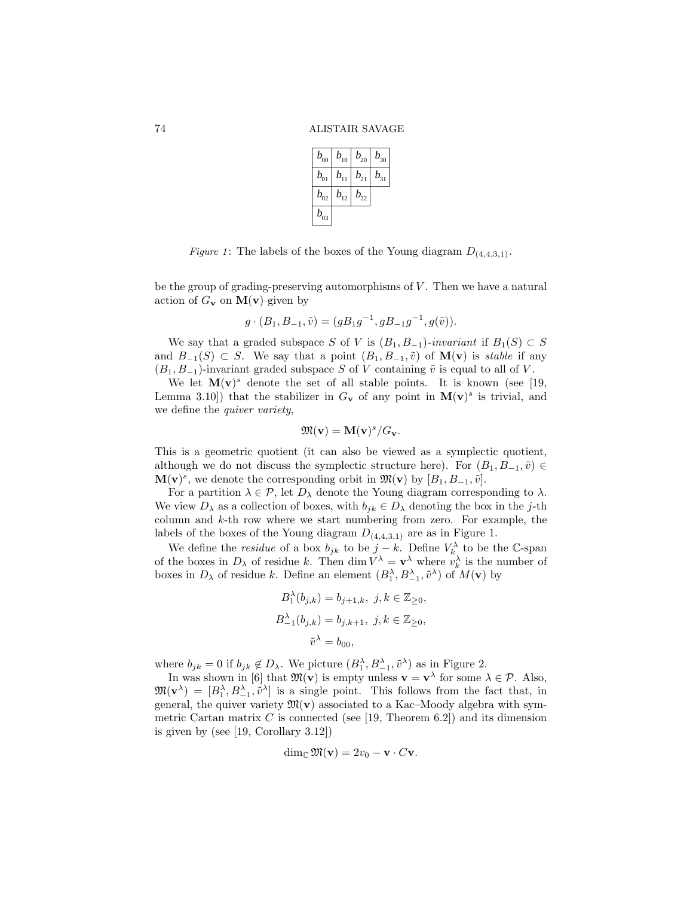| $b_{00}$ | $b_{10}$ | $b_{20}$ | $b_{30}$ |
|---|---|---|---|
| $b_{01}$ | $b_{11}$ | $b_{21}$ | $b_{31}$ |
| $b_{02}$ | $b_{12}$ | $b_{22}$ | |
| $b_{03}$ | | | |

*Figure 1*: The labels of the boxes of the Young diagram $D_{(4,4,3,1)}$.

be the group of grading-preserving automorphisms of $V$. Then we have a natural action of $G_{\mathbf{v}}$ on $\mathbf{M}(\mathbf{v})$ given by

$$g \cdot (B_1, B_{-1}, \tilde{v}) = (gB_1g^{-1}, gB_{-1}g^{-1}, g(\tilde{v})).$$

We say that a graded subspace $S$ of $V$ is $(B_1, B_{-1})$-*invariant* if $B_1(S) \subset S$ and $B_{-1}(S) \subset S$. We say that a point $(B_1, B_{-1}, \tilde{v})$ of $\mathbf{M}(\mathbf{v})$ is *stable* if any $(B_1, B_{-1})$-invariant graded subspace $S$ of $V$ containing $\tilde{v}$ is equal to all of $V$.

We let $\mathbf{M}(\mathbf{v})^s$ denote the set of all stable points. It is known (see [19, Lemma 3.10]) that the stabilizer in $G_{\mathbf{v}}$ of any point in $\mathbf{M}(\mathbf{v})^s$ is trivial, and we define the *quiver variety*,

$$\mathfrak{M}(\mathbf{v}) = \mathbf{M}(\mathbf{v})^s / G_{\mathbf{v}}.$$

This is a geometric quotient (it can also be viewed as a symplectic quotient, although we do not discuss the symplectic structure here). For $(B_1, B_{-1}, \tilde{v}) \in \mathbf{M}(\mathbf{v})^s$, we denote the corresponding orbit in $\mathfrak{M}(\mathbf{v})$ by $[B_1, B_{-1}, \tilde{v}]$.

For a partition $\lambda \in \mathcal{P}$, let $D_\lambda$ denote the Young diagram corresponding to $\lambda$. We view $D_\lambda$ as a collection of boxes, with $b_{jk} \in D_\lambda$ denoting the box in the $j$-th column and $k$-th row where we start numbering from zero. For example, the labels of the boxes of the Young diagram $D_{(4,4,3,1)}$ are as in Figure 1.

We define the *residue* of a box $b_{jk}$ to be $j - k$. Define $V_k^\lambda$ to be the $\mathbb{C}$-span of the boxes in $D_\lambda$ of residue $k$. Then $\dim V^\lambda = \mathbf{v}^\lambda$ where $v_k^\lambda$ is the number of boxes in $D_\lambda$ of residue $k$. Define an element $(B_1^\lambda, B_{-1}^\lambda, \tilde{v}^\lambda)$ of $M(\mathbf{v})$ by

$$B_1^\lambda(b_{j,k}) = b_{j+1,k}, \ j,k \in \mathbb{Z}_{\geq 0},$$

$$B_{-1}^\lambda(b_{j,k}) = b_{j,k+1}, \ j,k \in \mathbb{Z}_{\geq 0},$$

$$\tilde{v}^\lambda = b_{00},$$

where $b_{jk} = 0$ if $b_{jk} \notin D_\lambda$. We picture $(B_1^\lambda, B_{-1}^\lambda, \tilde{v}^\lambda)$ as in Figure 2.

In was shown in [6] that $\mathfrak{M}(\mathbf{v})$ is empty unless $\mathbf{v} = \mathbf{v}^\lambda$ for some $\lambda \in \mathcal{P}$. Also, $\mathfrak{M}(\mathbf{v}^\lambda) = [B_1^\lambda, B_{-1}^\lambda, \tilde{v}^\lambda]$ is a single point. This follows from the fact that, in general, the quiver variety $\mathfrak{M}(\mathbf{v})$ associated to a Kac–Moody algebra with symmetric Cartan matrix $C$ is connected (see [19, Theorem 6.2]) and its dimension is given by (see [19, Corollary 3.12])

$$\dim_{\mathbb{C}} \mathfrak{M}(\mathbf{v}) = 2v_0 - \mathbf{v} \cdot C\mathbf{v}.$$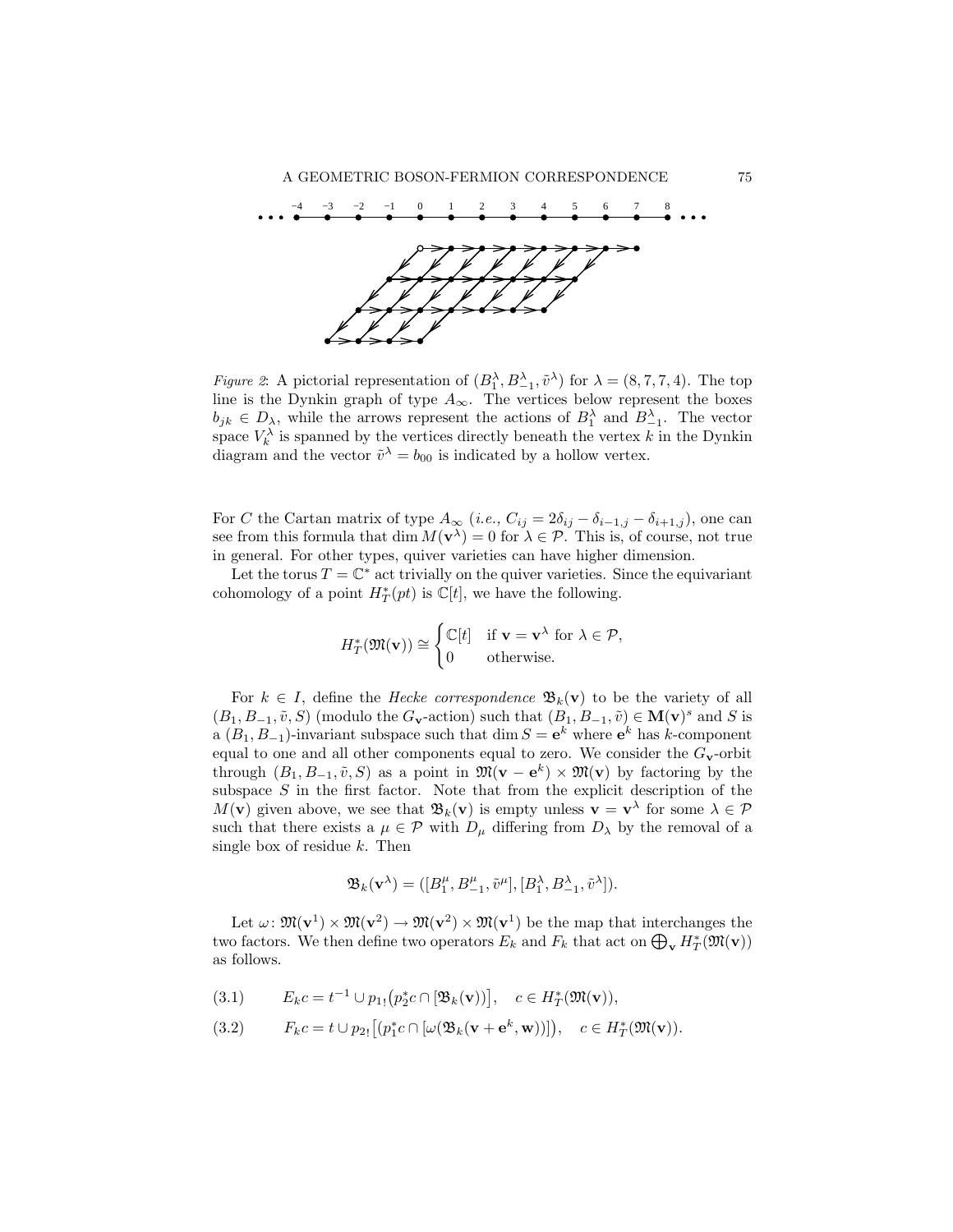*Figure 2*: A pictorial representation of $(B_1^\lambda, B_{-1}^\lambda, \tilde{v}^\lambda)$ for $\lambda = (8, 7, 7, 4)$. The top line is the Dynkin graph of type $A_\infty$. The vertices below represent the boxes $b_{jk} \in D_\lambda$, while the arrows represent the actions of $B_1^\lambda$ and $B_{-1}^\lambda$. The vector space $V_k^\lambda$ is spanned by the vertices directly beneath the vertex $k$ in the Dynkin diagram and the vector $\tilde{v}^\lambda = b_{00}$ is indicated by a hollow vertex.

For $C$ the Cartan matrix of type $A_\infty$ (*i.e.*, $C_{ij} = 2\delta_{ij} - \delta_{i-1,j} - \delta_{i+1,j}$), one can see from this formula that $\dim M(\mathbf{v}^\lambda) = 0$ for $\lambda \in \mathcal{P}$. This is, of course, not true in general. For other types, quiver varieties can have higher dimension.

Let the torus $T = \mathbb{C}^*$ act trivially on the quiver varieties. Since the equivariant cohomology of a point $H_T^*(pt)$ is $\mathbb{C}[t]$, we have the following.

$$H_T^*(\mathfrak{M}(\mathbf{v})) \cong \begin{cases} \mathbb{C}[t] & \text{if } \mathbf{v} = \mathbf{v}^\lambda \text{ for } \lambda \in \mathcal{P}, \\ 0 & \text{otherwise.} \end{cases}$$

For $k \in I$, define the *Hecke correspondence* $\mathfrak{B}_k(\mathbf{v})$ to be the variety of all $(B_1, B_{-1}, \tilde{v}, S)$ (modulo the $G_\mathbf{v}$-action) such that $(B_1, B_{-1}, \tilde{v}) \in \mathbf{M}(\mathbf{v})^s$ and $S$ is a $(B_1, B_{-1})$-invariant subspace such that $\dim S = \mathbf{e}^k$ where $\mathbf{e}^k$ has $k$-component equal to one and all other components equal to zero. We consider the $G_\mathbf{v}$-orbit through $(B_1, B_{-1}, \tilde{v}, S)$ as a point in $\mathfrak{M}(\mathbf{v} - \mathbf{e}^k) \times \mathfrak{M}(\mathbf{v})$ by factoring by the subspace $S$ in the first factor. Note that from the explicit description of the $M(\mathbf{v})$ given above, we see that $\mathfrak{B}_k(\mathbf{v})$ is empty unless $\mathbf{v} = \mathbf{v}^\lambda$ for some $\lambda \in \mathcal{P}$ such that there exists a $\mu \in \mathcal{P}$ with $D_\mu$ differing from $D_\lambda$ by the removal of a single box of residue $k$. Then

$$\mathfrak{B}_k(\mathbf{v}^\lambda) = ([B_1^\mu, B_{-1}^\mu, \tilde{v}^\mu], [B_1^\lambda, B_{-1}^\lambda, \tilde{v}^\lambda]).$$

Let $\omega \colon \mathfrak{M}(\mathbf{v}^1) \times \mathfrak{M}(\mathbf{v}^2) \to \mathfrak{M}(\mathbf{v}^2) \times \mathfrak{M}(\mathbf{v}^1)$ be the map that interchanges the two factors. We then define two operators $E_k$ and $F_k$ that act on $\bigoplus_\mathbf{v} H_T^*(\mathfrak{M}(\mathbf{v}))$ as follows.

$$E_k c = t^{-1} \cup p_{1!}\big(p_2^* c \cap [\mathfrak{B}_k(\mathbf{v})]\big], \quad c \in H_T^*(\mathfrak{M}(\mathbf{v})), \tag{3.1}$$

$$F_k c = t \cup p_{2!}\big[(p_1^* c \cap [\omega(\mathfrak{B}_k(\mathbf{v} + \mathbf{e}^k, \mathbf{w}))]\big), \quad c \in H_T^*(\mathfrak{M}(\mathbf{v})). \tag{3.2}$$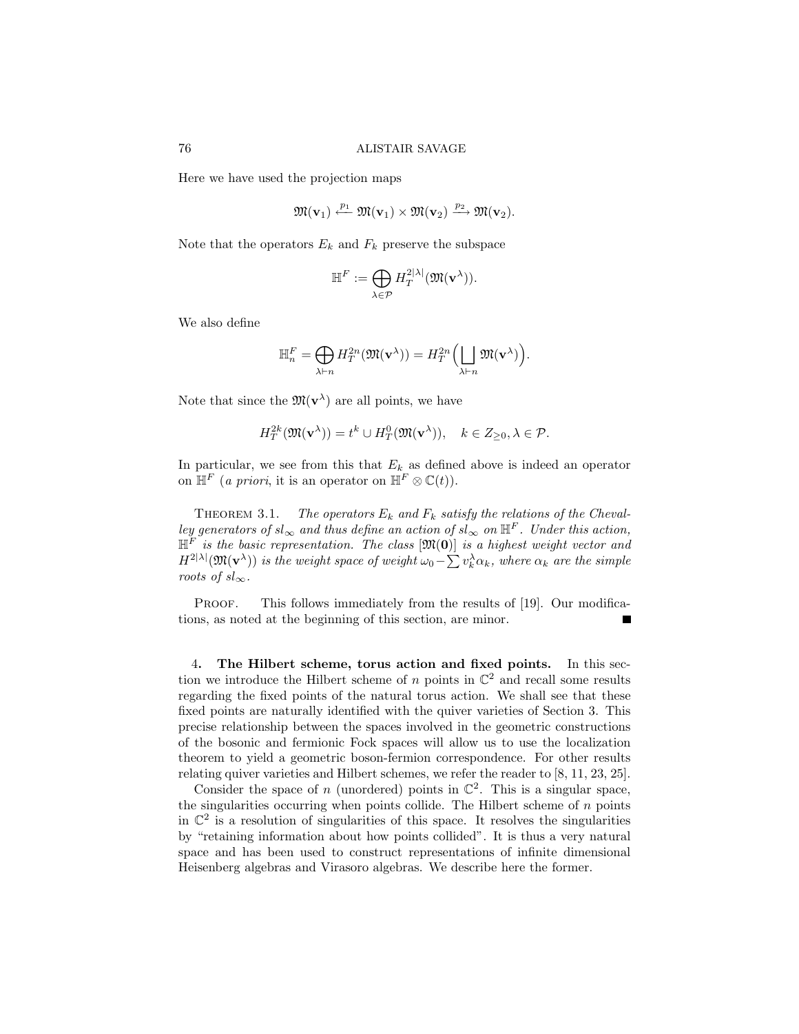Here we have used the projection maps

$$\mathfrak{M}(\mathbf{v}_1) \xleftarrow{p_1} \mathfrak{M}(\mathbf{v}_1) \times \mathfrak{M}(\mathbf{v}_2) \xrightarrow{p_2} \mathfrak{M}(\mathbf{v}_2).$$

Note that the operators $E_k$ and $F_k$ preserve the subspace

$$\mathbb{H}^F := \bigoplus_{\lambda \in \mathcal{P}} H_T^{2|\lambda|}(\mathfrak{M}(\mathbf{v}^\lambda)).$$

We also define

$$\mathbb{H}^F_n = \bigoplus_{\lambda \vdash n} H_T^{2n}(\mathfrak{M}(\mathbf{v}^\lambda)) = H_T^{2n}\Big(\bigsqcup_{\lambda \vdash n} \mathfrak{M}(\mathbf{v}^\lambda)\Big).$$

Note that since the $\mathfrak{M}(\mathbf{v}^\lambda)$ are all points, we have

$$H_T^{2k}(\mathfrak{M}(\mathbf{v}^\lambda)) = t^k \cup H_T^0(\mathfrak{M}(\mathbf{v}^\lambda)), \quad k \in Z_{\geq 0}, \lambda \in \mathcal{P}.$$

In particular, we see from this that $E_k$ as defined above is indeed an operator on $\mathbb{H}^F$ (*a priori*, it is an operator on $\mathbb{H}^F \otimes \mathbb{C}(t)$).

Theorem 3.1. *The operators $E_k$ and $F_k$ satisfy the relations of the Chevalley generators of $sl_\infty$ and thus define an action of $sl_\infty$ on $\mathbb{H}^F$. Under this action, $\mathbb{H}^F$ is the basic representation. The class $[\mathfrak{M}(\mathbf{0})]$ is a highest weight vector and $H^{2|\lambda|}(\mathfrak{M}(\mathbf{v}^\lambda))$ is the weight space of weight $\omega_0 - \sum v_k^\lambda \alpha_k$, where $\alpha_k$ are the simple roots of $sl_\infty$.*

Proof. This follows immediately from the results of [19]. Our modifications, as noted at the beginning of this section, are minor. ∎

**4. The Hilbert scheme, torus action and fixed points.** In this section we introduce the Hilbert scheme of $n$ points in $\mathbb{C}^2$ and recall some results regarding the fixed points of the natural torus action. We shall see that these fixed points are naturally identified with the quiver varieties of Section 3. This precise relationship between the spaces involved in the geometric constructions of the bosonic and fermionic Fock spaces will allow us to use the localization theorem to yield a geometric boson-fermion correspondence. For other results relating quiver varieties and Hilbert schemes, we refer the reader to [8, 11, 23, 25].

Consider the space of $n$ (unordered) points in $\mathbb{C}^2$. This is a singular space, the singularities occurring when points collide. The Hilbert scheme of $n$ points in $\mathbb{C}^2$ is a resolution of singularities of this space. It resolves the singularities by "retaining information about how points collided". It is thus a very natural space and has been used to construct representations of infinite dimensional Heisenberg algebras and Virasoro algebras. We describe here the former.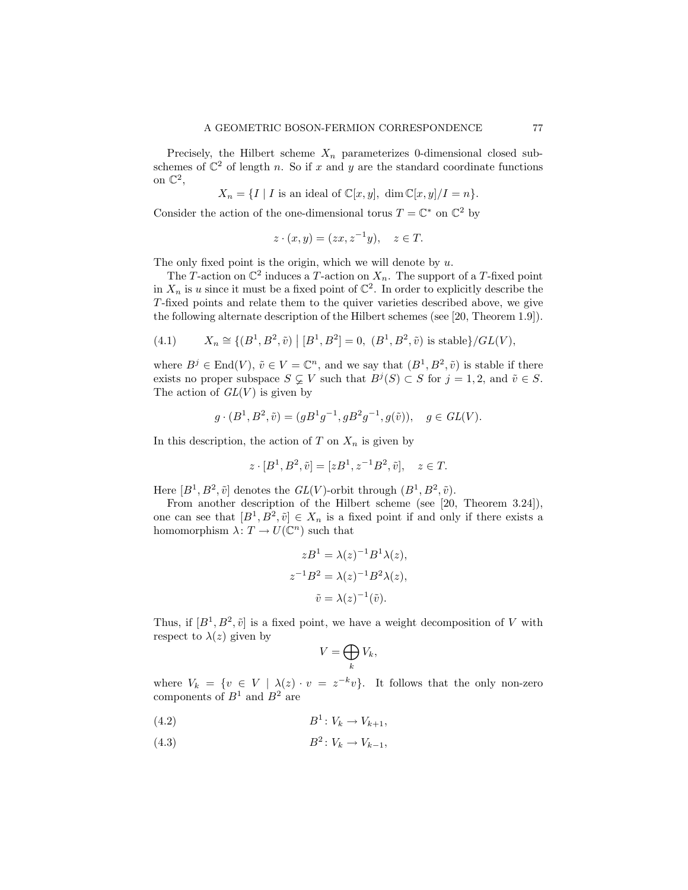Precisely, the Hilbert scheme $X_n$ parameterizes 0-dimensional closed subschemes of $\mathbb{C}^2$ of length $n$. So if $x$ and $y$ are the standard coordinate functions on $\mathbb{C}^2$,

$$X_n = \{I \mid I \text{ is an ideal of } \mathbb{C}[x,y],\ \dim \mathbb{C}[x,y]/I = n\}.$$

Consider the action of the one-dimensional torus $T = \mathbb{C}^*$ on $\mathbb{C}^2$ by

$$z \cdot (x, y) = (zx, z^{-1}y), \quad z \in T.$$

The only fixed point is the origin, which we will denote by $u$.

The $T$-action on $\mathbb{C}^2$ induces a $T$-action on $X_n$. The support of a $T$-fixed point in $X_n$ is $u$ since it must be a fixed point of $\mathbb{C}^2$. In order to explicitly describe the $T$-fixed points and relate them to the quiver varieties described above, we give the following alternate description of the Hilbert schemes (see [20, Theorem 1.9]).

$$X_n \cong \{(B^1, B^2, \tilde{v}) \mid [B^1, B^2] = 0,\ (B^1, B^2, \tilde{v}) \text{ is stable}\}/GL(V), \tag{4.1}$$

where $B^j \in \operatorname{End}(V)$, $\tilde{v} \in V = \mathbb{C}^n$, and we say that $(B^1, B^2, \tilde{v})$ is stable if there exists no proper subspace $S \subsetneq V$ such that $B^j(S) \subset S$ for $j = 1, 2$, and $\tilde{v} \in S$. The action of $GL(V)$ is given by

$$g \cdot (B^1, B^2, \tilde{v}) = (gB^1g^{-1}, gB^2g^{-1}, g(\tilde{v})), \quad g \in GL(V).$$

In this description, the action of $T$ on $X_n$ is given by

$$z \cdot [B^1, B^2, \tilde{v}] = [zB^1, z^{-1}B^2, \tilde{v}], \quad z \in T.$$

Here $[B^1, B^2, \tilde{v}]$ denotes the $GL(V)$-orbit through $(B^1, B^2, \tilde{v})$.

From another description of the Hilbert scheme (see [20, Theorem 3.24]), one can see that $[B^1, B^2, \tilde{v}] \in X_n$ is a fixed point if and only if there exists a homomorphism $\lambda \colon T \to U(\mathbb{C}^n)$ such that

$$zB^1 = \lambda(z)^{-1} B^1 \lambda(z),$$
$$z^{-1}B^2 = \lambda(z)^{-1} B^2 \lambda(z),$$
$$\tilde{v} = \lambda(z)^{-1}(\tilde{v}).$$

Thus, if $[B^1, B^2, \tilde{v}]$ is a fixed point, we have a weight decomposition of $V$ with respect to $\lambda(z)$ given by

$$V = \bigoplus_k V_k,$$

where $V_k = \{v \in V \mid \lambda(z) \cdot v = z^{-k}v\}$. It follows that the only non-zero components of $B^1$ and $B^2$ are

$$B^1 \colon V_k \to V_{k+1}, \tag{4.2}$$

$$B^2 \colon V_k \to V_{k-1}, \tag{4.3}$$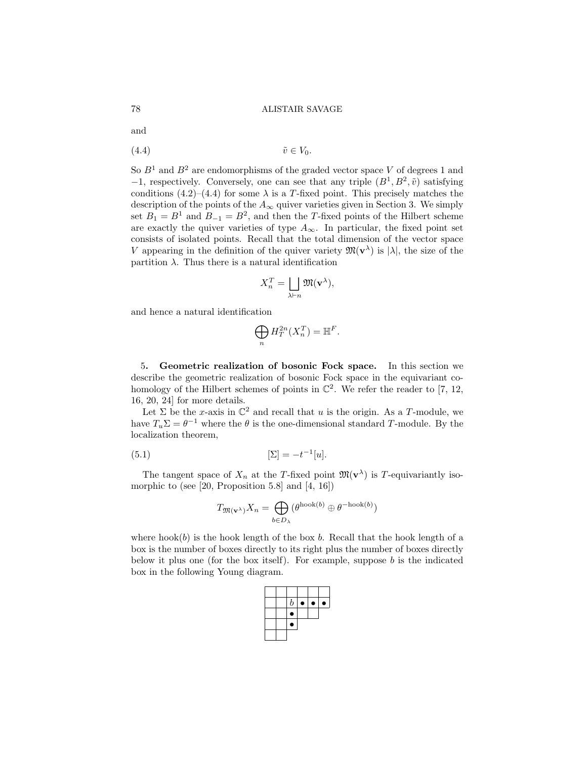and

$$\tilde{v} \in V_0. \tag{4.4}$$

So $B^1$ and $B^2$ are endomorphisms of the graded vector space $V$ of degrees 1 and $-1$, respectively. Conversely, one can see that any triple $(B^1, B^2, \tilde{v})$ satisfying conditions (4.2)–(4.4) for some $\lambda$ is a $T$-fixed point. This precisely matches the description of the points of the $A_\infty$ quiver varieties given in Section 3. We simply set $B_1 = B^1$ and $B_{-1} = B^2$, and then the $T$-fixed points of the Hilbert scheme are exactly the quiver varieties of type $A_\infty$. In particular, the fixed point set consists of isolated points. Recall that the total dimension of the vector space $V$ appearing in the definition of the quiver variety $\mathfrak{M}(\mathbf{v}^\lambda)$ is $|\lambda|$, the size of the partition $\lambda$. Thus there is a natural identification

$$X_n^T = \bigsqcup_{\lambda \vdash n} \mathfrak{M}(\mathbf{v}^\lambda),$$

and hence a natural identification

$$\bigoplus_n H_T^{2n}(X_n^T) = \mathbb{H}^F.$$

## 5. Geometric realization of bosonic Fock space.

In this section we describe the geometric realization of bosonic Fock space in the equivariant cohomology of the Hilbert schemes of points in $\mathbb{C}^2$. We refer the reader to [7, 12, 16, 20, 24] for more details.

Let $\Sigma$ be the $x$-axis in $\mathbb{C}^2$ and recall that $u$ is the origin. As a $T$-module, we have $T_u\Sigma = \theta^{-1}$ where the $\theta$ is the one-dimensional standard $T$-module. By the localization theorem,

$$[\Sigma] = -t^{-1}[u]. \tag{5.1}$$

The tangent space of $X_n$ at the $T$-fixed point $\mathfrak{M}(\mathbf{v}^\lambda)$ is $T$-equivariantly isomorphic to (see [20, Proposition 5.8] and [4, 16])

$$T_{\mathfrak{M}(\mathbf{v}^\lambda)} X_n = \bigoplus_{b \in D_\lambda} (\theta^{\mathrm{hook}(b)} \oplus \theta^{-\mathrm{hook}(b)})$$

where $\mathrm{hook}(b)$ is the hook length of the box $b$. Recall that the hook length of a box is the number of boxes directly to its right plus the number of boxes directly below it plus one (for the box itself). For example, suppose $b$ is the indicated box in the following Young diagram.

|   |   |   |   |   |   |
|---|---|---|---|---|---|
|   |   | $b$ | • | • | • |
|   |   | • |   |   |   |
|   |   | • |   |   |   |
|   |   |   |   |   |   |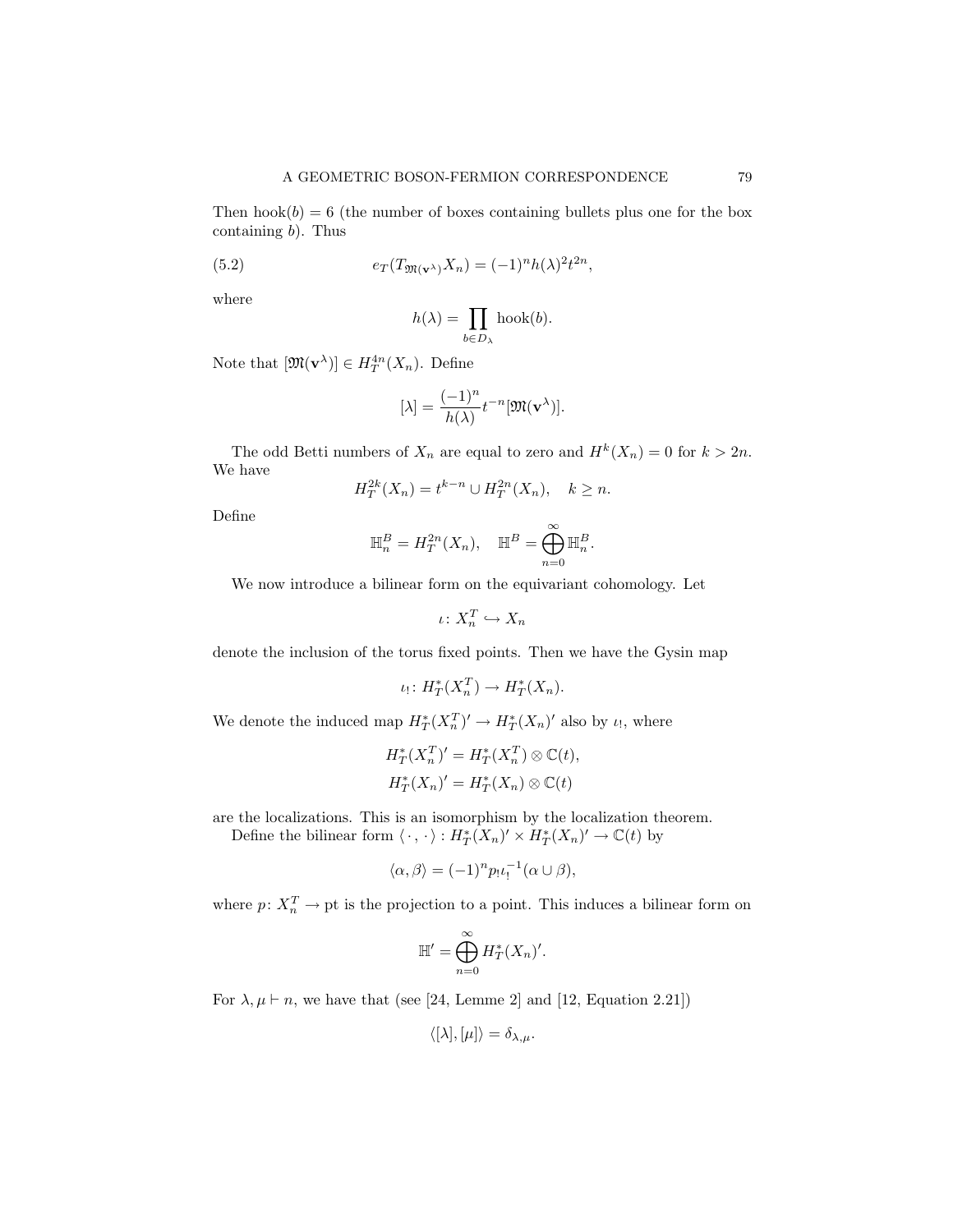Then $\operatorname{hook}(b) = 6$ (the number of boxes containing bullets plus one for the box containing $b$). Thus

$$e_T(T_{\mathfrak{M}(\mathbf{v}^\lambda)} X_n) = (-1)^n h(\lambda)^2 t^{2n}, \tag{5.2}$$

where

$$h(\lambda) = \prod_{b \in D_\lambda} \operatorname{hook}(b).$$

Note that $[\mathfrak{M}(\mathbf{v}^\lambda)] \in H_T^{4n}(X_n)$. Define

$$[\lambda] = \frac{(-1)^n}{h(\lambda)} t^{-n} [\mathfrak{M}(\mathbf{v}^\lambda)].$$

The odd Betti numbers of $X_n$ are equal to zero and $H^k(X_n) = 0$ for $k > 2n$. We have

$$H_T^{2k}(X_n) = t^{k-n} \cup H_T^{2n}(X_n), \quad k \geq n.$$

Define

$$\mathbb{H}_n^B = H_T^{2n}(X_n), \quad \mathbb{H}^B = \bigoplus_{n=0}^{\infty} \mathbb{H}_n^B.$$

We now introduce a bilinear form on the equivariant cohomology. Let

$$\iota \colon X_n^T \hookrightarrow X_n$$

denote the inclusion of the torus fixed points. Then we have the Gysin map

$$\iota_! \colon H_T^*(X_n^T) \to H_T^*(X_n).$$

We denote the induced map $H_T^*(X_n^T)' \to H_T^*(X_n)'$ also by $\iota_!$, where

$$H_T^*(X_n^T)' = H_T^*(X_n^T) \otimes \mathbb{C}(t),$$
$$H_T^*(X_n)' = H_T^*(X_n) \otimes \mathbb{C}(t)$$

are the localizations. This is an isomorphism by the localization theorem.

Define the bilinear form $\langle \cdot , \cdot \rangle : H_T^*(X_n)' \times H_T^*(X_n)' \to \mathbb{C}(t)$ by

$$\langle \alpha, \beta \rangle = (-1)^n p_! \iota_!^{-1} (\alpha \cup \beta),$$

where $p \colon X_n^T \to \mathrm{pt}$ is the projection to a point. This induces a bilinear form on

$$\mathbb{H}' = \bigoplus_{n=0}^{\infty} H_T^*(X_n)'.$$

For $\lambda, \mu \vdash n$, we have that (see [24, Lemme 2] and [12, Equation 2.21])

$$\langle [\lambda], [\mu] \rangle = \delta_{\lambda,\mu}.$$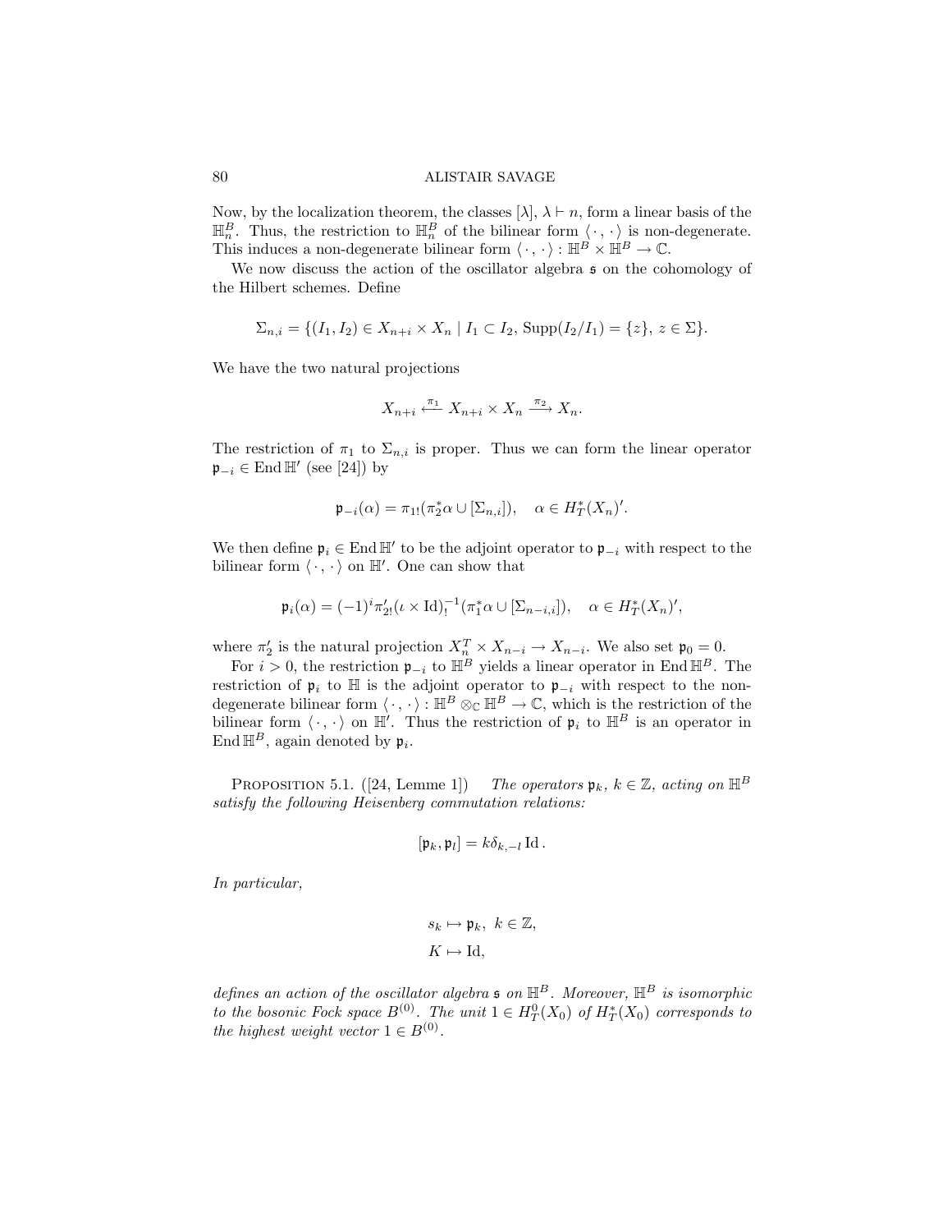Now, by the localization theorem, the classes $[\lambda]$, $\lambda \vdash n$, form a linear basis of the $\mathbb{H}_n^B$. Thus, the restriction to $\mathbb{H}_n^B$ of the bilinear form $\langle \cdot, \cdot \rangle$ is non-degenerate. This induces a non-degenerate bilinear form $\langle \cdot, \cdot \rangle : \mathbb{H}^B \times \mathbb{H}^B \to \mathbb{C}$.

We now discuss the action of the oscillator algebra $\mathfrak{s}$ on the cohomology of the Hilbert schemes. Define

$$\Sigma_{n,i} = \{(I_1, I_2) \in X_{n+i} \times X_n \mid I_1 \subset I_2,\ \mathrm{Supp}(I_2/I_1) = \{z\},\ z \in \Sigma\}.$$

We have the two natural projections

$$X_{n+i} \xleftarrow{\pi_1} X_{n+i} \times X_n \xrightarrow{\pi_2} X_n.$$

The restriction of $\pi_1$ to $\Sigma_{n,i}$ is proper. Thus we can form the linear operator $\mathfrak{p}_{-i} \in \operatorname{End} \mathbb{H}'$ (see [24]) by

$$\mathfrak{p}_{-i}(\alpha) = \pi_{1!}(\pi_2^* \alpha \cup [\Sigma_{n,i}]), \quad \alpha \in H_T^*(X_n)'.$$

We then define $\mathfrak{p}_i \in \operatorname{End} \mathbb{H}'$ to be the adjoint operator to $\mathfrak{p}_{-i}$ with respect to the bilinear form $\langle \cdot, \cdot \rangle$ on $\mathbb{H}'$. One can show that

$$\mathfrak{p}_i(\alpha) = (-1)^i \pi'_{2!} (\iota \times \mathrm{Id})_!^{-1} (\pi_1^* \alpha \cup [\Sigma_{n-i,i}]), \quad \alpha \in H_T^*(X_n)',$$

where $\pi'_2$ is the natural projection $X_n^T \times X_{n-i} \to X_{n-i}$. We also set $\mathfrak{p}_0 = 0$.

For $i > 0$, the restriction $\mathfrak{p}_{-i}$ to $\mathbb{H}^B$ yields a linear operator in $\operatorname{End} \mathbb{H}^B$. The restriction of $\mathfrak{p}_i$ to $\mathbb{H}$ is the adjoint operator to $\mathfrak{p}_{-i}$ with respect to the non-degenerate bilinear form $\langle \cdot, \cdot \rangle : \mathbb{H}^B \otimes_{\mathbb{C}} \mathbb{H}^B \to \mathbb{C}$, which is the restriction of the bilinear form $\langle \cdot, \cdot \rangle$ on $\mathbb{H}'$. Thus the restriction of $\mathfrak{p}_i$ to $\mathbb{H}^B$ is an operator in $\operatorname{End} \mathbb{H}^B$, again denoted by $\mathfrak{p}_i$.

Proposition 5.1. ([24, Lemme 1]) *The operators $\mathfrak{p}_k$, $k \in \mathbb{Z}$, acting on $\mathbb{H}^B$ satisfy the following Heisenberg commutation relations:*

$$[\mathfrak{p}_k, \mathfrak{p}_l] = k \delta_{k,-l} \, \mathrm{Id}.$$

*In particular,*

$$s_k \mapsto \mathfrak{p}_k, \ k \in \mathbb{Z},$$
$$K \mapsto \mathrm{Id},$$

*defines an action of the oscillator algebra $\mathfrak{s}$ on $\mathbb{H}^B$. Moreover, $\mathbb{H}^B$ is isomorphic to the bosonic Fock space $B^{(0)}$. The unit $1 \in H_T^0(X_0)$ of $H_T^*(X_0)$ corresponds to the highest weight vector $1 \in B^{(0)}$.*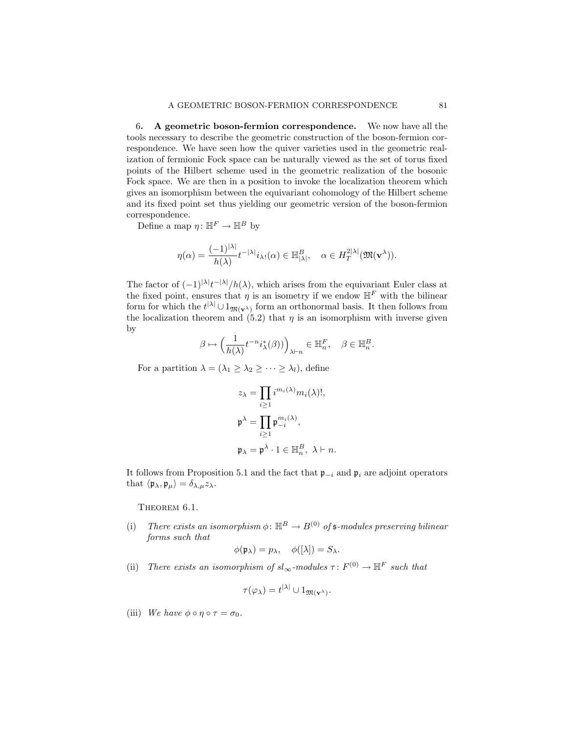**6. A geometric boson-fermion correspondence.** We now have all the tools necessary to describe the geometric construction of the boson-fermion correspondence. We have seen how the quiver varieties used in the geometric realization of fermionic Fock space can be naturally viewed as the set of torus fixed points of the Hilbert scheme used in the geometric realization of the bosonic Fock space. We are then in a position to invoke the localization theorem which gives an isomorphism between the equivariant cohomology of the Hilbert scheme and its fixed point set thus yielding our geometric version of the boson-fermion correspondence.

Define a map $\eta\colon \mathbb{H}^F \to \mathbb{H}^B$ by

$$\eta(\alpha) = \frac{(-1)^{|\lambda|}}{h(\lambda)} t^{-|\lambda|} i_{\lambda !}(\alpha) \in \mathbb{H}^B_{|\lambda|}, \quad \alpha \in H^{2|\lambda|}_T(\mathfrak{M}(\mathbf{v}^\lambda)).$$

The factor of $(-1)^{|\lambda|}t^{-|\lambda|}/h(\lambda)$, which arises from the equivariant Euler class at the fixed point, ensures that $\eta$ is an isometry if we endow $\mathbb{H}^F$ with the bilinear form for which the $t^{|\lambda|} \cup 1_{\mathfrak{M}(\mathbf{v}^\lambda)}$ form an orthonormal basis. It then follows from the localization theorem and (5.2) that $\eta$ is an isomorphism with inverse given by

$$\beta \mapsto \Big( \frac{1}{h(\lambda)} t^{-n} i^*_\lambda(\beta) \Big)_{\lambda \vdash n} \in \mathbb{H}^F_n, \quad \beta \in \mathbb{H}^B_n.$$

For a partition $\lambda = (\lambda_1 \geq \lambda_2 \geq \dots \geq \lambda_l)$, define

$$z_\lambda = \prod_{i \geq 1} i^{m_i(\lambda)} m_i(\lambda)!,$$

$$\mathfrak{p}^\lambda = \prod_{i \geq 1} \mathfrak{p}_{-i}^{m_i(\lambda)},$$

$$\mathfrak{p}_\lambda = \mathfrak{p}^\lambda \cdot 1 \in \mathbb{H}^B_n,\ \lambda \vdash n.$$

It follows from Proposition 5.1 and the fact that $\mathfrak{p}_{-i}$ and $\mathfrak{p}_i$ are adjoint operators that $\langle \mathfrak{p}_\lambda, \mathfrak{p}_\mu \rangle = \delta_{\lambda,\mu} z_\lambda$.

Theorem 6.1.

(i) *There exists an isomorphism $\phi\colon \mathbb{H}^B \to B^{(0)}$ of $\mathfrak{s}$-modules preserving bilinear forms such that*

$$\phi(\mathfrak{p}_\lambda) = p_\lambda, \quad \phi([\lambda]) = S_\lambda.$$

(ii) *There exists an isomorphism of $sl_\infty$-modules $\tau\colon F^{(0)} \to \mathbb{H}^F$ such that*

$$\tau(\varphi_\lambda) = t^{|\lambda|} \cup 1_{\mathfrak{M}(\mathbf{v}^\lambda)}.$$

(iii) *We have $\phi \circ \eta \circ \tau = \sigma_0$.*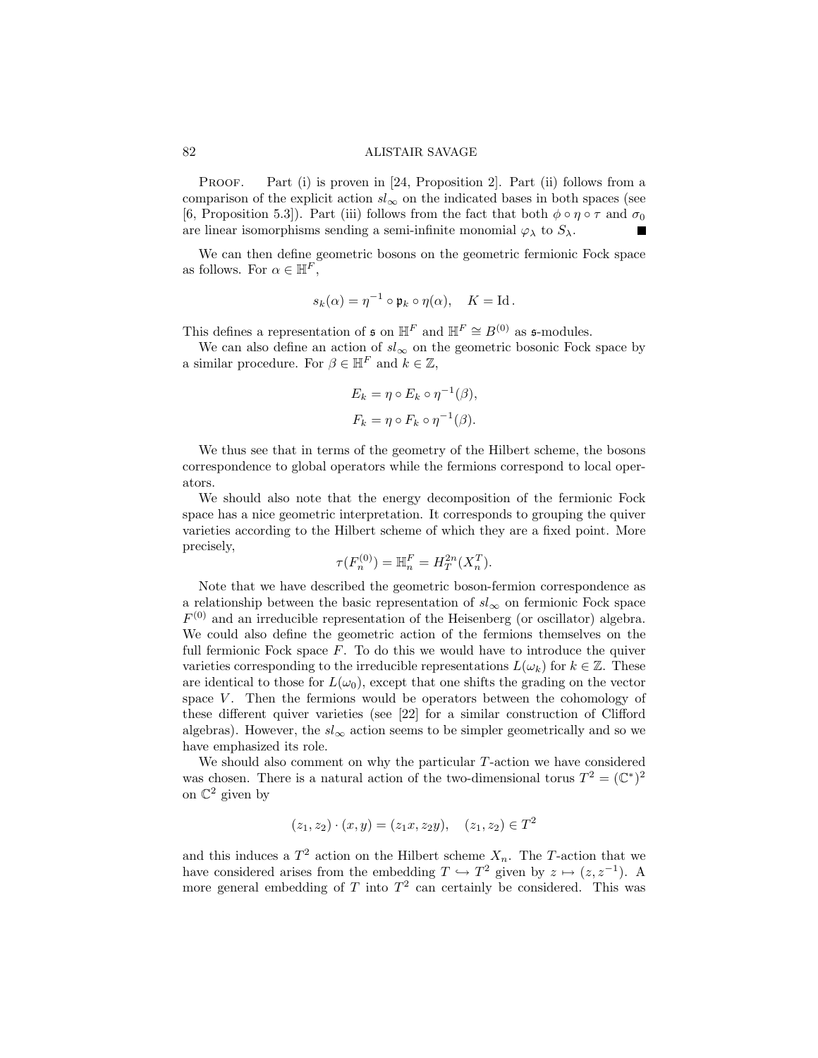*Proof.* Part (i) is proven in [24, Proposition 2]. Part (ii) follows from a comparison of the explicit action $sl_\infty$ on the indicated bases in both spaces (see [6, Proposition 5.3]). Part (iii) follows from the fact that both $\phi \circ \eta \circ \tau$ and $\sigma_0$ are linear isomorphisms sending a semi-infinite monomial $\varphi_\lambda$ to $S_\lambda$. ∎

We can then define geometric bosons on the geometric fermionic Fock space as follows. For $\alpha \in \mathbb{H}^F$,

$$s_k(\alpha) = \eta^{-1} \circ \mathfrak{p}_k \circ \eta(\alpha), \quad K = \operatorname{Id}.$$

This defines a representation of $\mathfrak{s}$ on $\mathbb{H}^F$ and $\mathbb{H}^F \cong B^{(0)}$ as $\mathfrak{s}$-modules.

We can also define an action of $sl_\infty$ on the geometric bosonic Fock space by a similar procedure. For $\beta \in \mathbb{H}^F$ and $k \in \mathbb{Z}$,

$$E_k = \eta \circ E_k \circ \eta^{-1}(\beta),$$

$$F_k = \eta \circ F_k \circ \eta^{-1}(\beta).$$

We thus see that in terms of the geometry of the Hilbert scheme, the bosons correspondence to global operators while the fermions correspond to local operators.

We should also note that the energy decomposition of the fermionic Fock space has a nice geometric interpretation. It corresponds to grouping the quiver varieties according to the Hilbert scheme of which they are a fixed point. More precisely,

$$\tau(F_n^{(0)}) = \mathbb{H}_n^F = H_T^{2n}(X_n^T).$$

Note that we have described the geometric boson-fermion correspondence as a relationship between the basic representation of $sl_\infty$ on fermionic Fock space $F^{(0)}$ and an irreducible representation of the Heisenberg (or oscillator) algebra. We could also define the geometric action of the fermions themselves on the full fermionic Fock space $F$. To do this we would have to introduce the quiver varieties corresponding to the irreducible representations $L(\omega_k)$ for $k \in \mathbb{Z}$. These are identical to those for $L(\omega_0)$, except that one shifts the grading on the vector space $V$. Then the fermions would be operators between the cohomology of these different quiver varieties (see [22] for a similar construction of Clifford algebras). However, the $sl_\infty$ action seems to be simpler geometrically and so we have emphasized its role.

We should also comment on why the particular $T$-action we have considered was chosen. There is a natural action of the two-dimensional torus $T^2 = (\mathbb{C}^*)^2$ on $\mathbb{C}^2$ given by

$$(z_1, z_2) \cdot (x, y) = (z_1 x, z_2 y), \quad (z_1, z_2) \in T^2$$

and this induces a $T^2$ action on the Hilbert scheme $X_n$. The $T$-action that we have considered arises from the embedding $T \hookrightarrow T^2$ given by $z \mapsto (z, z^{-1})$. A more general embedding of $T$ into $T^2$ can certainly be considered. This was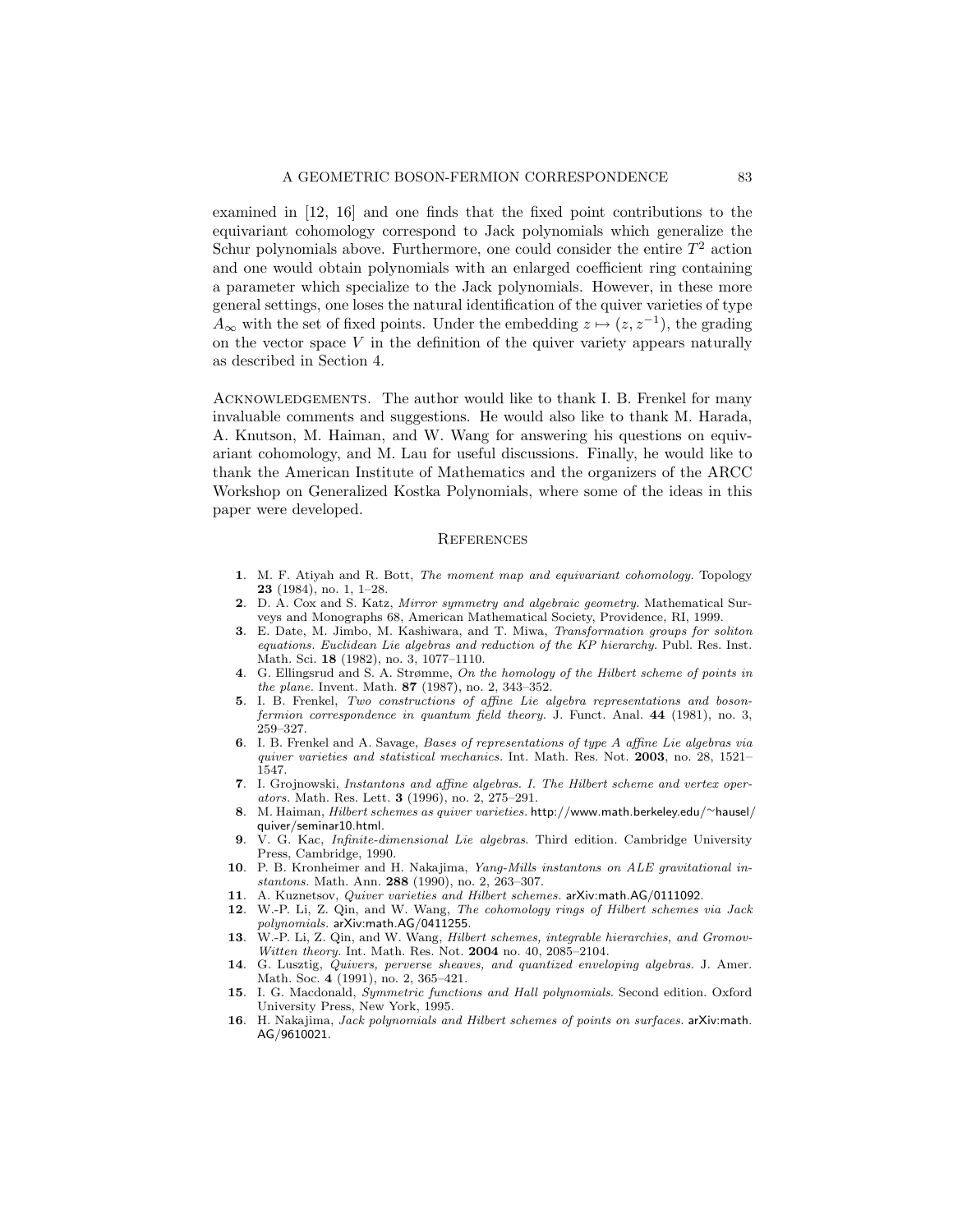examined in [12, 16] and one finds that the fixed point contributions to the equivariant cohomology correspond to Jack polynomials which generalize the Schur polynomials above. Furthermore, one could consider the entire $T^2$ action and one would obtain polynomials with an enlarged coefficient ring containing a parameter which specialize to the Jack polynomials. However, in these more general settings, one loses the natural identification of the quiver varieties of type $A_\infty$ with the set of fixed points. Under the embedding $z \mapsto (z, z^{-1})$, the grading on the vector space $V$ in the definition of the quiver variety appears naturally as described in Section 4.

Acknowledgements. The author would like to thank I. B. Frenkel for many invaluable comments and suggestions. He would also like to thank M. Harada, A. Knutson, M. Haiman, and W. Wang for answering his questions on equivariant cohomology, and M. Lau for useful discussions. Finally, he would like to thank the American Institute of Mathematics and the organizers of the ARCC Workshop on Generalized Kostka Polynomials, where some of the ideas in this paper were developed.

## References

**1**. M. F. Atiyah and R. Bott, *The moment map and equivariant cohomology.* Topology **23** (1984), no. 1, 1–28.

**2**. D. A. Cox and S. Katz, *Mirror symmetry and algebraic geometry.* Mathematical Surveys and Monographs 68, American Mathematical Society, Providence, RI, 1999.

**3**. E. Date, M. Jimbo, M. Kashiwara, and T. Miwa, *Transformation groups for soliton equations. Euclidean Lie algebras and reduction of the KP hierarchy.* Publ. Res. Inst. Math. Sci. **18** (1982), no. 3, 1077–1110.

**4**. G. Ellingsrud and S. A. Strømme, *On the homology of the Hilbert scheme of points in the plane.* Invent. Math. **87** (1987), no. 2, 343–352.

**5**. I. B. Frenkel, *Two constructions of affine Lie algebra representations and boson-fermion correspondence in quantum field theory.* J. Funct. Anal. **44** (1981), no. 3, 259–327.

**6**. I. B. Frenkel and A. Savage, *Bases of representations of type A affine Lie algebras via quiver varieties and statistical mechanics.* Int. Math. Res. Not. **2003**, no. 28, 1521–1547.

**7**. I. Grojnowski, *Instantons and affine algebras. I. The Hilbert scheme and vertex operators.* Math. Res. Lett. **3** (1996), no. 2, 275–291.

**8**. M. Haiman, *Hilbert schemes as quiver varieties.* http://www.math.berkeley.edu/~hausel/quiver/seminar10.html.

**9**. V. G. Kac, *Infinite-dimensional Lie algebras*. Third edition. Cambridge University Press, Cambridge, 1990.

**10**. P. B. Kronheimer and H. Nakajima, *Yang-Mills instantons on ALE gravitational instantons.* Math. Ann. **288** (1990), no. 2, 263–307.

**11**. A. Kuznetsov, *Quiver varieties and Hilbert schemes.* arXiv:math.AG/0111092.

**12**. W.-P. Li, Z. Qin, and W. Wang, *The cohomology rings of Hilbert schemes via Jack polynomials.* arXiv:math.AG/0411255.

**13**. W.-P. Li, Z. Qin, and W. Wang, *Hilbert schemes, integrable hierarchies, and Gromov-Witten theory.* Int. Math. Res. Not. **2004** no. 40, 2085–2104.

**14**. G. Lusztig, *Quivers, perverse sheaves, and quantized enveloping algebras.* J. Amer. Math. Soc. **4** (1991), no. 2, 365–421.

**15**. I. G. Macdonald, *Symmetric functions and Hall polynomials*. Second edition. Oxford University Press, New York, 1995.

**16**. H. Nakajima, *Jack polynomials and Hilbert schemes of points on surfaces.* arXiv:math.AG/9610021.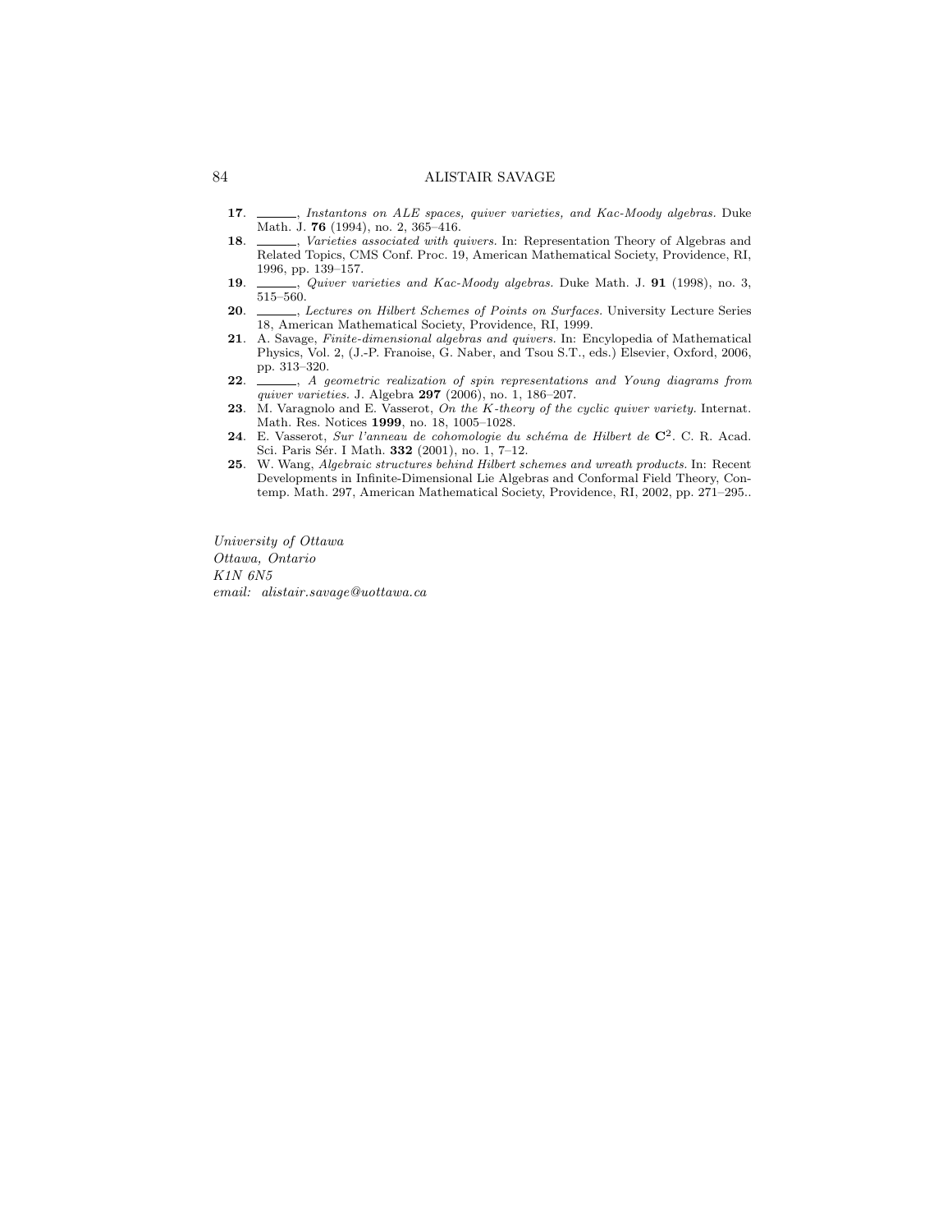**17**. ______, *Instantons on ALE spaces, quiver varieties, and Kac-Moody algebras.* Duke Math. J. **76** (1994), no. 2, 365–416.

**18**. ______, *Varieties associated with quivers.* In: Representation Theory of Algebras and Related Topics, CMS Conf. Proc. 19, American Mathematical Society, Providence, RI, 1996, pp. 139–157.

**19**. ______, *Quiver varieties and Kac-Moody algebras.* Duke Math. J. **91** (1998), no. 3, 515–560.

**20**. ______, *Lectures on Hilbert Schemes of Points on Surfaces.* University Lecture Series 18, American Mathematical Society, Providence, RI, 1999.

**21**. A. Savage, *Finite-dimensional algebras and quivers.* In: Encylopedia of Mathematical Physics, Vol. 2, (J.-P. Franoise, G. Naber, and Tsou S.T., eds.) Elsevier, Oxford, 2006, pp. 313–320.

**22**. ______, *A geometric realization of spin representations and Young diagrams from quiver varieties.* J. Algebra **297** (2006), no. 1, 186–207.

**23**. M. Varagnolo and E. Vasserot, *On the K-theory of the cyclic quiver variety.* Internat. Math. Res. Notices **1999**, no. 18, 1005–1028.

**24**. E. Vasserot, *Sur l'anneau de cohomologie du schéma de Hilbert de* $\mathbf{C}^2$. C. R. Acad. Sci. Paris Sér. I Math. **332** (2001), no. 1, 7–12.

**25**. W. Wang, *Algebraic structures behind Hilbert schemes and wreath products.* In: Recent Developments in Infinite-Dimensional Lie Algebras and Conformal Field Theory, Contemp. Math. 297, American Mathematical Society, Providence, RI, 2002, pp. 271–295..

*University of Ottawa*
*Ottawa, Ontario*
*K1N 6N5*
*email: alistair.savage@uottawa.ca*